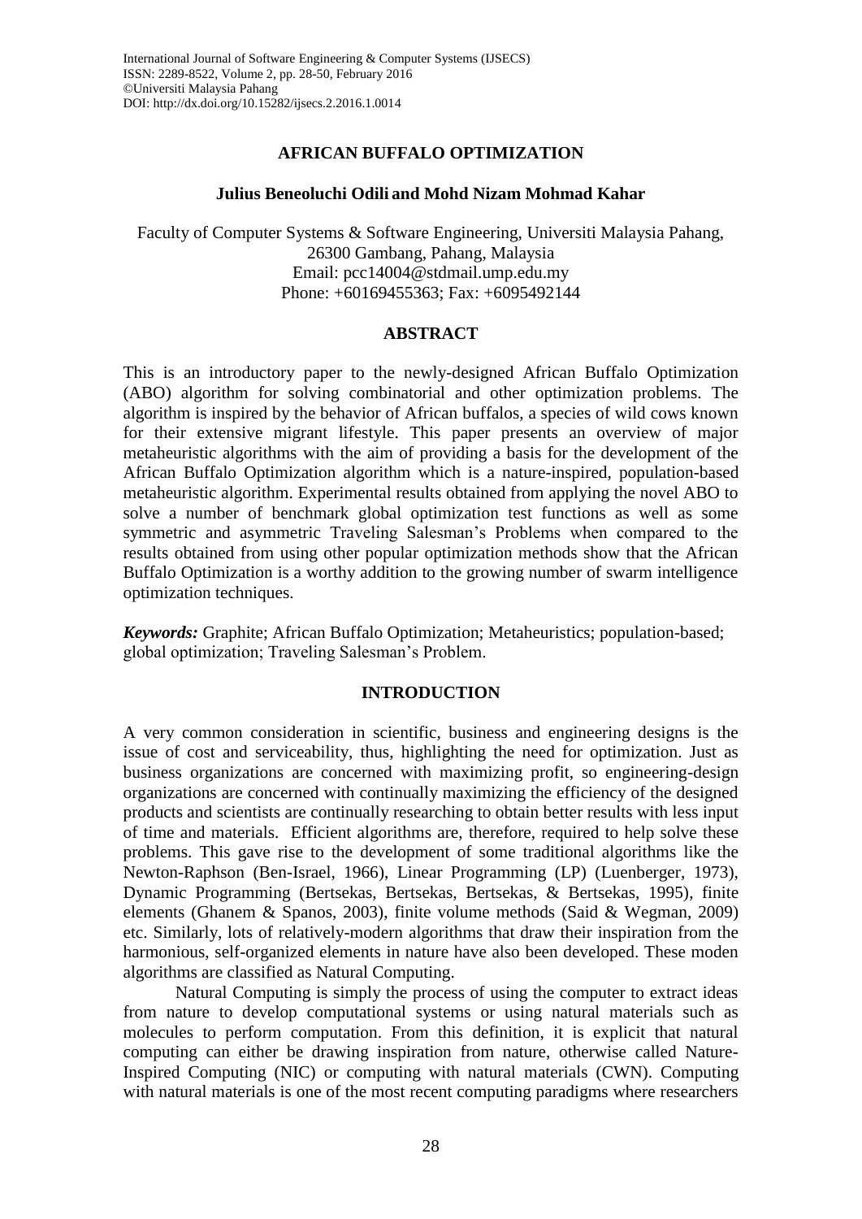# AFRICAN BUFFALO OPTIMIZATION

**Julius Beneoluchi Odili and Mohd Nizam Mohmad Kahar**

Faculty of Computer Systems & Software Engineering, Universiti Malaysia Pahang, 26300 Gambang, Pahang, Malaysia
Email: pcc14004@stdmail.ump.edu.my
Phone: +60169455363; Fax: +6095492144

## ABSTRACT

This is an introductory paper to the newly-designed African Buffalo Optimization (ABO) algorithm for solving combinatorial and other optimization problems. The algorithm is inspired by the behavior of African buffalos, a species of wild cows known for their extensive migrant lifestyle. This paper presents an overview of major metaheuristic algorithms with the aim of providing a basis for the development of the African Buffalo Optimization algorithm which is a nature-inspired, population-based metaheuristic algorithm. Experimental results obtained from applying the novel ABO to solve a number of benchmark global optimization test functions as well as some symmetric and asymmetric Traveling Salesman's Problems when compared to the results obtained from using other popular optimization methods show that the African Buffalo Optimization is a worthy addition to the growing number of swarm intelligence optimization techniques.

***Keywords:*** Graphite; African Buffalo Optimization; Metaheuristics; population-based; global optimization; Traveling Salesman's Problem.

## INTRODUCTION

A very common consideration in scientific, business and engineering designs is the issue of cost and serviceability, thus, highlighting the need for optimization. Just as business organizations are concerned with maximizing profit, so engineering-design organizations are concerned with continually maximizing the efficiency of the designed products and scientists are continually researching to obtain better results with less input of time and materials. Efficient algorithms are, therefore, required to help solve these problems. This gave rise to the development of some traditional algorithms like the Newton-Raphson (Ben-Israel, 1966), Linear Programming (LP) (Luenberger, 1973), Dynamic Programming (Bertsekas, Bertsekas, Bertsekas, & Bertsekas, 1995), finite elements (Ghanem & Spanos, 2003), finite volume methods (Said & Wegman, 2009) etc. Similarly, lots of relatively-modern algorithms that draw their inspiration from the harmonious, self-organized elements in nature have also been developed. These moden algorithms are classified as Natural Computing.

Natural Computing is simply the process of using the computer to extract ideas from nature to develop computational systems or using natural materials such as molecules to perform computation. From this definition, it is explicit that natural computing can either be drawing inspiration from nature, otherwise called Nature-Inspired Computing (NIC) or computing with natural materials (CWN). Computing with natural materials is one of the most recent computing paradigms where researchers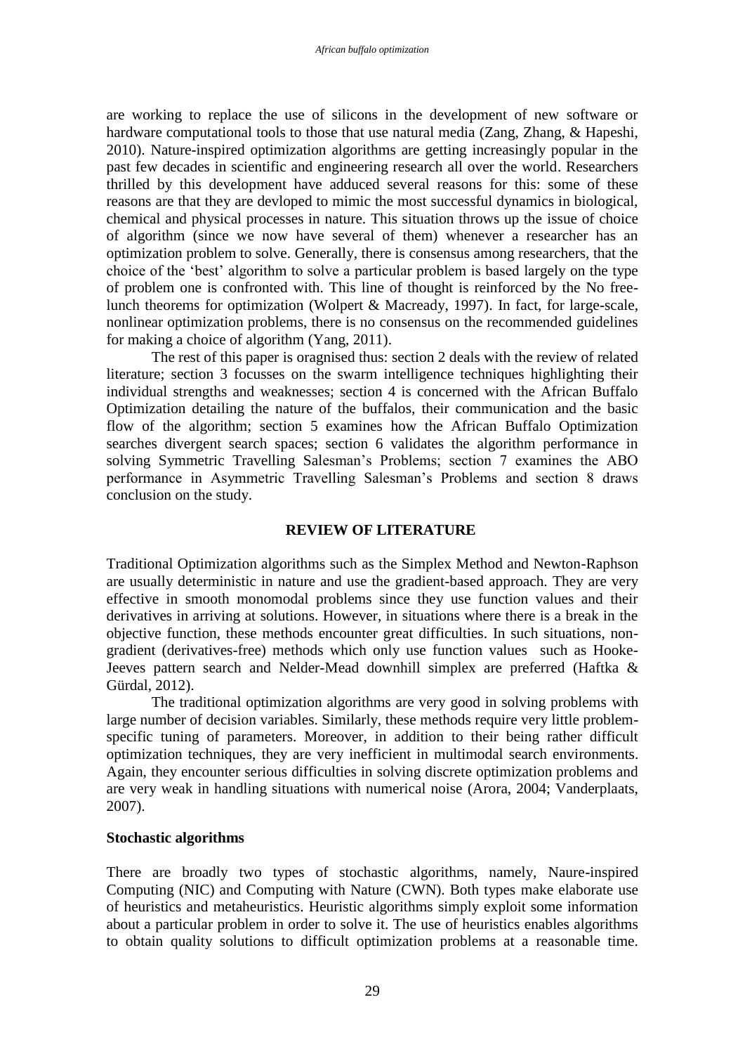are working to replace the use of silicons in the development of new software or hardware computational tools to those that use natural media (Zang, Zhang, & Hapeshi, 2010). Nature-inspired optimization algorithms are getting increasingly popular in the past few decades in scientific and engineering research all over the world. Researchers thrilled by this development have adduced several reasons for this: some of these reasons are that they are devloped to mimic the most successful dynamics in biological, chemical and physical processes in nature. This situation throws up the issue of choice of algorithm (since we now have several of them) whenever a researcher has an optimization problem to solve. Generally, there is consensus among researchers, that the choice of the 'best' algorithm to solve a particular problem is based largely on the type of problem one is confronted with. This line of thought is reinforced by the No free-lunch theorems for optimization (Wolpert & Macready, 1997). In fact, for large-scale, nonlinear optimization problems, there is no consensus on the recommended guidelines for making a choice of algorithm (Yang, 2011).

The rest of this paper is oragnised thus: section 2 deals with the review of related literature; section 3 focusses on the swarm intelligence techniques highlighting their individual strengths and weaknesses; section 4 is concerned with the African Buffalo Optimization detailing the nature of the buffalos, their communication and the basic flow of the algorithm; section 5 examines how the African Buffalo Optimization searches divergent search spaces; section 6 validates the algorithm performance in solving Symmetric Travelling Salesman's Problems; section 7 examines the ABO performance in Asymmetric Travelling Salesman's Problems and section 8 draws conclusion on the study.

## REVIEW OF LITERATURE

Traditional Optimization algorithms such as the Simplex Method and Newton-Raphson are usually deterministic in nature and use the gradient-based approach. They are very effective in smooth monomodal problems since they use function values and their derivatives in arriving at solutions. However, in situations where there is a break in the objective function, these methods encounter great difficulties. In such situations, non-gradient (derivatives-free) methods which only use function values such as Hooke-Jeeves pattern search and Nelder-Mead downhill simplex are preferred (Haftka & Gürdal, 2012).

The traditional optimization algorithms are very good in solving problems with large number of decision variables. Similarly, these methods require very little problem-specific tuning of parameters. Moreover, in addition to their being rather difficult optimization techniques, they are very inefficient in multimodal search environments. Again, they encounter serious difficulties in solving discrete optimization problems and are very weak in handling situations with numerical noise (Arora, 2004; Vanderplaats, 2007).

### Stochastic algorithms

There are broadly two types of stochastic algorithms, namely, Naure-inspired Computing (NIC) and Computing with Nature (CWN). Both types make elaborate use of heuristics and metaheuristics. Heuristic algorithms simply exploit some information about a particular problem in order to solve it. The use of heuristics enables algorithms to obtain quality solutions to difficult optimization problems at a reasonable time.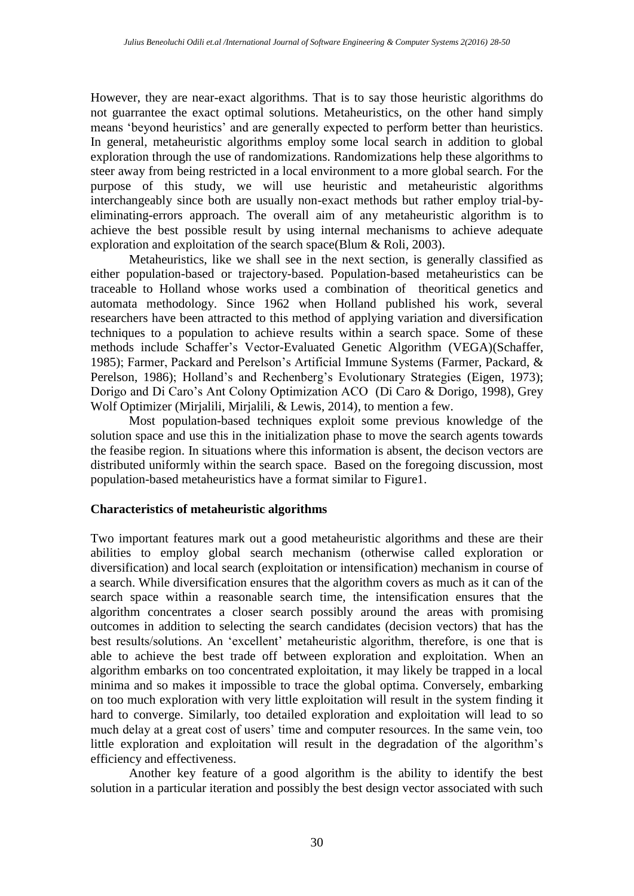However, they are near-exact algorithms. That is to say those heuristic algorithms do not guarrantee the exact optimal solutions. Metaheuristics, on the other hand simply means 'beyond heuristics' and are generally expected to perform better than heuristics. In general, metaheuristic algorithms employ some local search in addition to global exploration through the use of randomizations. Randomizations help these algorithms to steer away from being restricted in a local environment to a more global search. For the purpose of this study, we will use heuristic and metaheuristic algorithms interchangeably since both are usually non-exact methods but rather employ trial-by-eliminating-errors approach. The overall aim of any metaheuristic algorithm is to achieve the best possible result by using internal mechanisms to achieve adequate exploration and exploitation of the search space(Blum & Roli, 2003).

Metaheuristics, like we shall see in the next section, is generally classified as either population-based or trajectory-based. Population-based metaheuristics can be traceable to Holland whose works used a combination of theoritical genetics and automata methodology. Since 1962 when Holland published his work, several researchers have been attracted to this method of applying variation and diversification techniques to a population to achieve results within a search space. Some of these methods include Schaffer's Vector-Evaluated Genetic Algorithm (VEGA)(Schaffer, 1985); Farmer, Packard and Perelson's Artificial Immune Systems (Farmer, Packard, & Perelson, 1986); Holland's and Rechenberg's Evolutionary Strategies (Eigen, 1973); Dorigo and Di Caro's Ant Colony Optimization ACO (Di Caro & Dorigo, 1998), Grey Wolf Optimizer (Mirjalili, Mirjalili, & Lewis, 2014), to mention a few.

Most population-based techniques exploit some previous knowledge of the solution space and use this in the initialization phase to move the search agents towards the feasibe region. In situations where this information is absent, the decison vectors are distributed uniformly within the search space. Based on the foregoing discussion, most population-based metaheuristics have a format similar to Figure1.

## Characteristics of metaheuristic algorithms

Two important features mark out a good metaheuristic algorithms and these are their abilities to employ global search mechanism (otherwise called exploration or diversification) and local search (exploitation or intensification) mechanism in course of a search. While diversification ensures that the algorithm covers as much as it can of the search space within a reasonable search time, the intensification ensures that the algorithm concentrates a closer search possibly around the areas with promising outcomes in addition to selecting the search candidates (decision vectors) that has the best results/solutions. An 'excellent' metaheuristic algorithm, therefore, is one that is able to achieve the best trade off between exploration and exploitation. When an algorithm embarks on too concentrated exploitation, it may likely be trapped in a local minima and so makes it impossible to trace the global optima. Conversely, embarking on too much exploration with very little exploitation will result in the system finding it hard to converge. Similarly, too detailed exploration and exploitation will lead to so much delay at a great cost of users' time and computer resources. In the same vein, too little exploration and exploitation will result in the degradation of the algorithm's efficiency and effectiveness.

Another key feature of a good algorithm is the ability to identify the best solution in a particular iteration and possibly the best design vector associated with such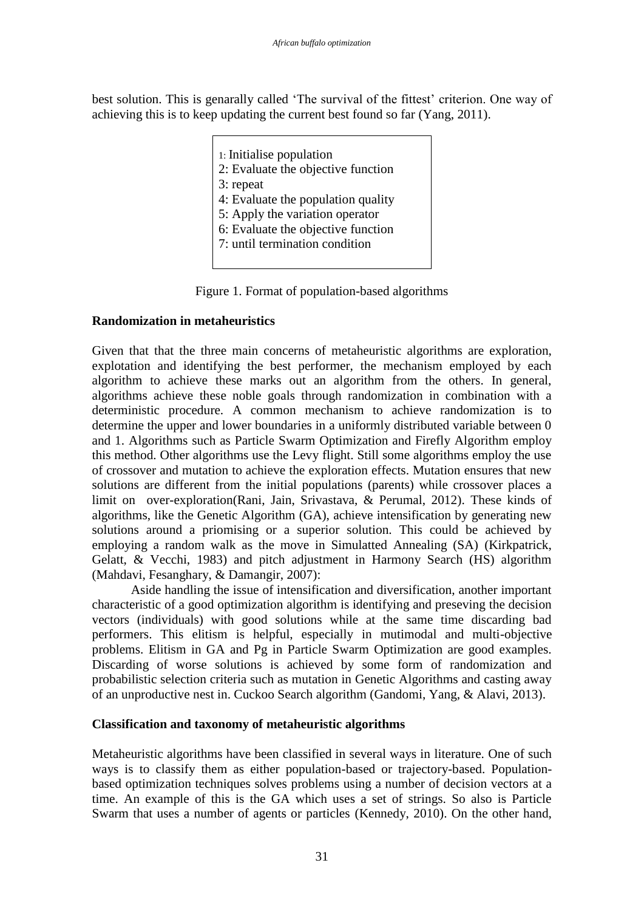best solution. This is genarally called 'The survival of the fittest' criterion. One way of achieving this is to keep updating the current best found so far (Yang, 2011).

```
1: Initialise population
2: Evaluate the objective function
3: repeat
4: Evaluate the population quality
5: Apply the variation operator
6: Evaluate the objective function
7: until termination condition
```

Figure 1. Format of population-based algorithms

**Randomization in metaheuristics**

Given that that the three main concerns of metaheuristic algorithms are exploration, explotation and identifying the best performer, the mechanism employed by each algorithm to achieve these marks out an algorithm from the others. In general, algorithms achieve these noble goals through randomization in combination with a deterministic procedure. A common mechanism to achieve randomization is to determine the upper and lower boundaries in a uniformly distributed variable between 0 and 1. Algorithms such as Particle Swarm Optimization and Firefly Algorithm employ this method. Other algorithms use the Levy flight. Still some algorithms employ the use of crossover and mutation to achieve the exploration effects. Mutation ensures that new solutions are different from the initial populations (parents) while crossover places a limit on over-exploration(Rani, Jain, Srivastava, & Perumal, 2012). These kinds of algorithms, like the Genetic Algorithm (GA), achieve intensification by generating new solutions around a priomising or a superior solution. This could be achieved by employing a random walk as the move in Simulatted Annealing (SA) (Kirkpatrick, Gelatt, & Vecchi, 1983) and pitch adjustment in Harmony Search (HS) algorithm (Mahdavi, Fesanghary, & Damangir, 2007):

Aside handling the issue of intensification and diversification, another important characteristic of a good optimization algorithm is identifying and preseving the decision vectors (individuals) with good solutions while at the same time discarding bad performers. This elitism is helpful, especially in mutimodal and multi-objective problems. Elitism in GA and Pg in Particle Swarm Optimization are good examples. Discarding of worse solutions is achieved by some form of randomization and probabilistic selection criteria such as mutation in Genetic Algorithms and casting away of an unproductive nest in. Cuckoo Search algorithm (Gandomi, Yang, & Alavi, 2013).

**Classification and taxonomy of metaheuristic algorithms**

Metaheuristic algorithms have been classified in several ways in literature. One of such ways is to classify them as either population-based or trajectory-based. Population-based optimization techniques solves problems using a number of decision vectors at a time. An example of this is the GA which uses a set of strings. So also is Particle Swarm that uses a number of agents or particles (Kennedy, 2010). On the other hand,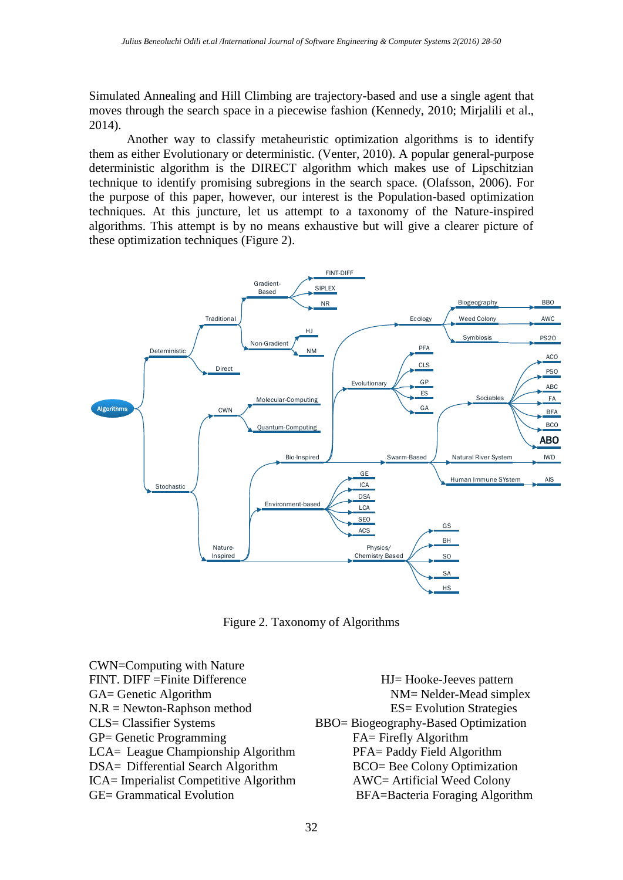Simulated Annealing and Hill Climbing are trajectory-based and use a single agent that moves through the search space in a piecewise fashion (Kennedy, 2010; Mirjalili et al., 2014).

Another way to classify metaheuristic optimization algorithms is to identify them as either Evolutionary or deterministic. (Venter, 2010). A popular general-purpose deterministic algorithm is the DIRECT algorithm which makes use of Lipschitzian technique to identify promising subregions in the search space. (Olafsson, 2006). For the purpose of this paper, however, our interest is the Population-based optimization techniques. At this juncture, let us attempt to a taxonomy of the Nature-inspired algorithms. This attempt is by no means exhaustive but will give a clearer picture of these optimization techniques (Figure 2).

Figure 2. Taxonomy of Algorithms

CWN=Computing with Nature
FINT. DIFF =Finite Difference
GA= Genetic Algorithm
N.R = Newton-Raphson method
CLS= Classifier Systems
GP= Genetic Programming
LCA= League Championship Algorithm
DSA= Differential Search Algorithm
ICA= Imperialist Competitive Algorithm
GE= Grammatical Evolution

HJ= Hooke-Jeeves pattern
NM= Nelder-Mead simplex
ES= Evolution Strategies
BBO= Biogeography-Based Optimization
FA= Firefly Algorithm
PFA= Paddy Field Algorithm
BCO= Bee Colony Optimization
AWC= Artificial Weed Colony
BFA=Bacteria Foraging Algorithm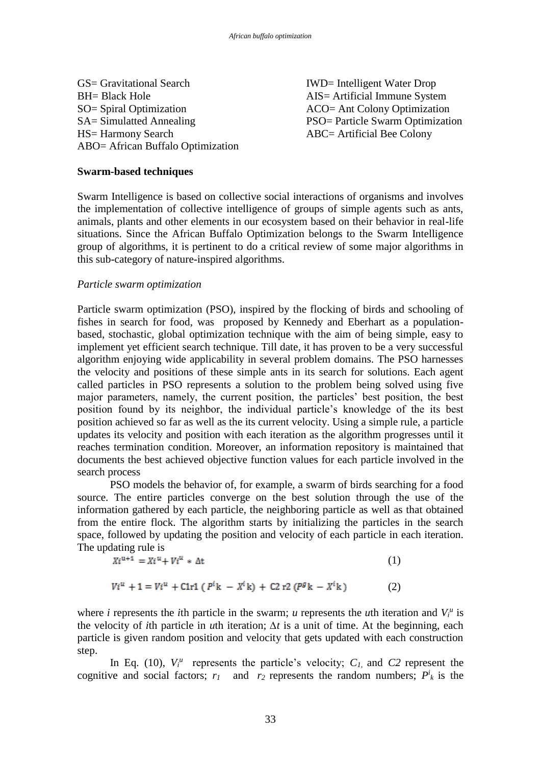GS= Gravitational Search
BH= Black Hole
SO= Spiral Optimization
SA= Simulatted Annealing
HS= Harmony Search
ABO= African Buffalo Optimization
IWD= Intelligent Water Drop
AIS= Artificial Immune System
ACO= Ant Colony Optimization
PSO= Particle Swarm Optimization
ABC= Artificial Bee Colony

**Swarm-based techniques**

Swarm Intelligence is based on collective social interactions of organisms and involves the implementation of collective intelligence of groups of simple agents such as ants, animals, plants and other elements in our ecosystem based on their behavior in real-life situations. Since the African Buffalo Optimization belongs to the Swarm Intelligence group of algorithms, it is pertinent to do a critical review of some major algorithms in this sub-category of nature-inspired algorithms.

*Particle swarm optimization*

Particle swarm optimization (PSO), inspired by the flocking of birds and schooling of fishes in search for food, was proposed by Kennedy and Eberhart as a population-based, stochastic, global optimization technique with the aim of being simple, easy to implement yet efficient search technique. Till date, it has proven to be a very successful algorithm enjoying wide applicability in several problem domains. The PSO harnesses the velocity and positions of these simple ants in its search for solutions. Each agent called particles in PSO represents a solution to the problem being solved using five major parameters, namely, the current position, the particles' best position, the best position found by its neighbor, the individual particle's knowledge of the its best position achieved so far as well as the its current velocity. Using a simple rule, a particle updates its velocity and position with each iteration as the algorithm progresses until it reaches termination condition. Moreover, an information repository is maintained that documents the best achieved objective function values for each particle involved in the search process

PSO models the behavior of, for example, a swarm of birds searching for a food source. The entire particles converge on the best solution through the use of the information gathered by each particle, the neighboring particle as well as that obtained from the entire flock. The algorithm starts by initializing the particles in the search space, followed by updating the position and velocity of each particle in each iteration. The updating rule is

$$Xi^{u+1} = Xi^{u} + Vi^{u} * \Delta t \tag{1}$$

$$Vi^{u} + 1 = Vi^{u} + C1r1\,(P^{i}k - X^{i}k) + C2\,r2\,(P^{g}k - X^{i}k) \tag{2}$$

where $i$ represents the $i$th particle in the swarm; $u$ represents the $u$th iteration and $V_i^u$ is the velocity of $i$th particle in $u$th iteration; $\Delta t$ is a unit of time. At the beginning, each particle is given random position and velocity that gets updated with each construction step.

In Eq. (10), $V_i^u$ represents the particle's velocity; $C_1$, and $C2$ represent the cognitive and social factors; $r_1$ and $r_2$ represents the random numbers; $P^i_k$ is the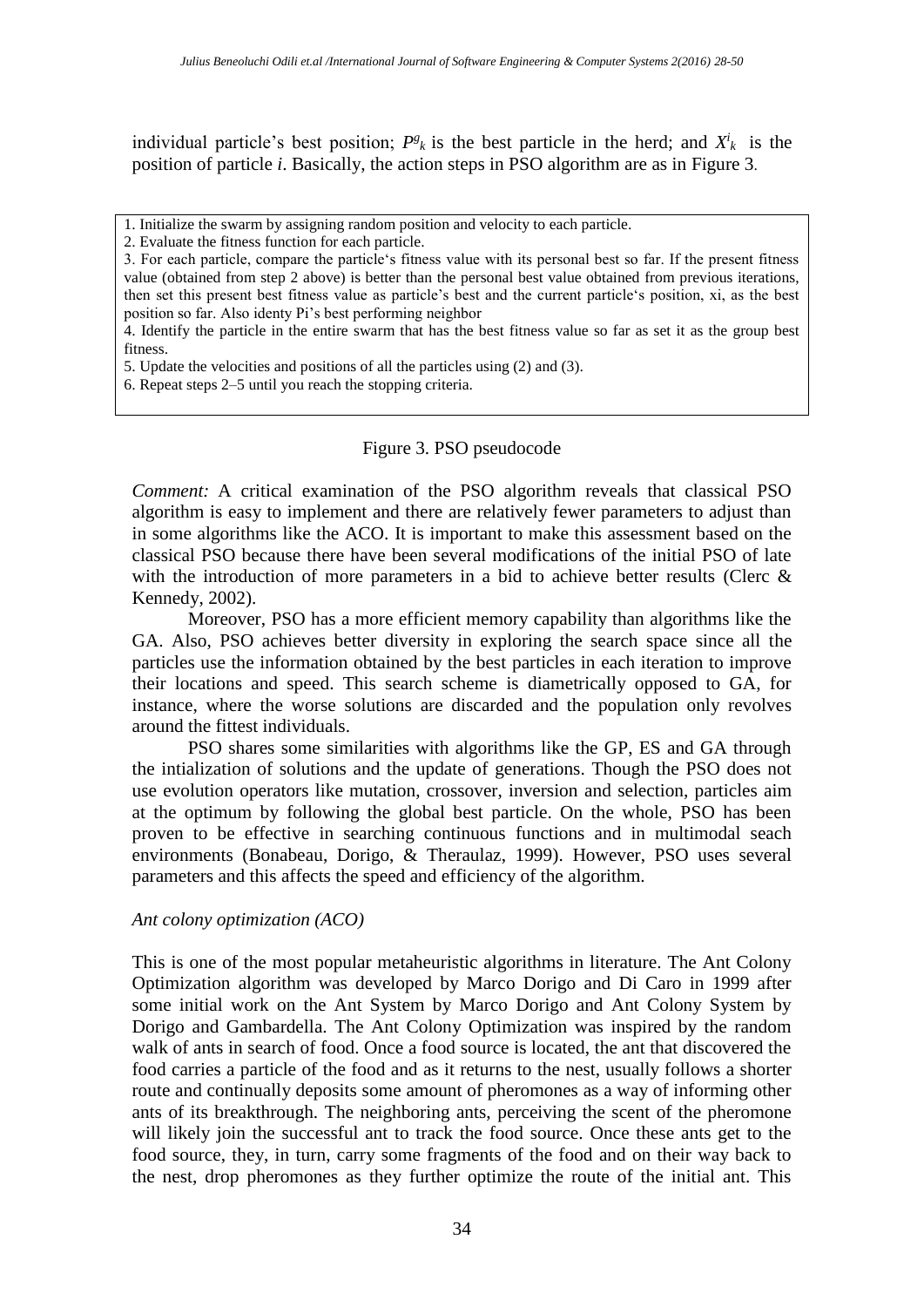individual particle's best position; $P^g_k$ is the best particle in the herd; and $X^i_k$ is the position of particle *i*. Basically, the action steps in PSO algorithm are as in Figure 3.

```
1. Initialize the swarm by assigning random position and velocity to each particle.
2. Evaluate the fitness function for each particle.
3. For each particle, compare the particle's fitness value with its personal best so far. If the present fitness value (obtained from step 2 above) is better than the personal best value obtained from previous iterations, then set this present best fitness value as particle's best and the current particle's position, xi, as the best position so far. Also identy Pi's best performing neighbor
4. Identify the particle in the entire swarm that has the best fitness value so far as set it as the group best fitness.
5. Update the velocities and positions of all the particles using (2) and (3).
6. Repeat steps 2–5 until you reach the stopping criteria.
```

Figure 3. PSO pseudocode

*Comment:* A critical examination of the PSO algorithm reveals that classical PSO algorithm is easy to implement and there are relatively fewer parameters to adjust than in some algorithms like the ACO. It is important to make this assessment based on the classical PSO because there have been several modifications of the initial PSO of late with the introduction of more parameters in a bid to achieve better results (Clerc & Kennedy, 2002).

Moreover, PSO has a more efficient memory capability than algorithms like the GA. Also, PSO achieves better diversity in exploring the search space since all the particles use the information obtained by the best particles in each iteration to improve their locations and speed. This search scheme is diametrically opposed to GA, for instance, where the worse solutions are discarded and the population only revolves around the fittest individuals.

PSO shares some similarities with algorithms like the GP, ES and GA through the intialization of solutions and the update of generations. Though the PSO does not use evolution operators like mutation, crossover, inversion and selection, particles aim at the optimum by following the global best particle. On the whole, PSO has been proven to be effective in searching continuous functions and in multimodal seach environments (Bonabeau, Dorigo, & Theraulaz, 1999). However, PSO uses several parameters and this affects the speed and efficiency of the algorithm.

*Ant colony optimization (ACO)*

This is one of the most popular metaheuristic algorithms in literature. The Ant Colony Optimization algorithm was developed by Marco Dorigo and Di Caro in 1999 after some initial work on the Ant System by Marco Dorigo and Ant Colony System by Dorigo and Gambardella. The Ant Colony Optimization was inspired by the random walk of ants in search of food. Once a food source is located, the ant that discovered the food carries a particle of the food and as it returns to the nest, usually follows a shorter route and continually deposits some amount of pheromones as a way of informing other ants of its breakthrough. The neighboring ants, perceiving the scent of the pheromone will likely join the successful ant to track the food source. Once these ants get to the food source, they, in turn, carry some fragments of the food and on their way back to the nest, drop pheromones as they further optimize the route of the initial ant. This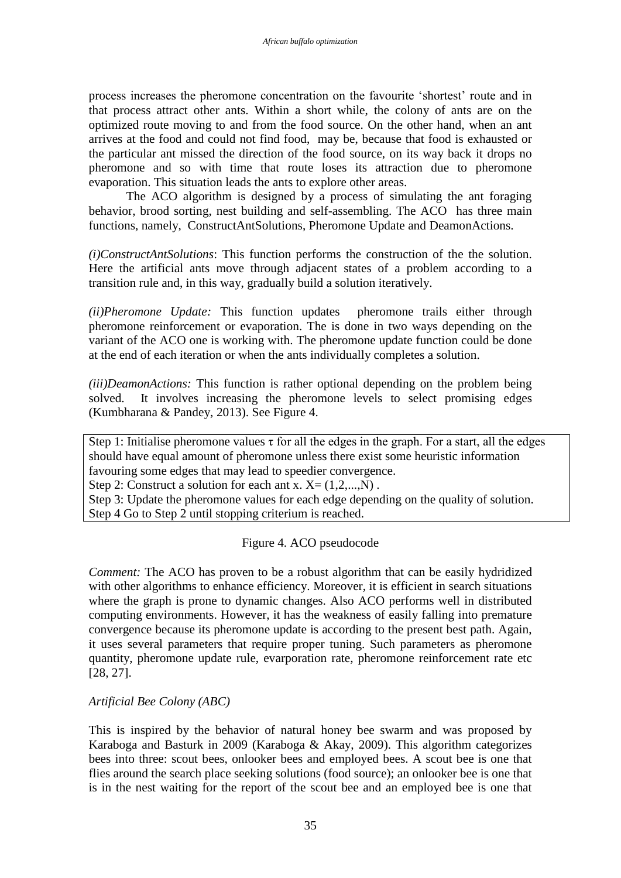process increases the pheromone concentration on the favourite 'shortest' route and in that process attract other ants. Within a short while, the colony of ants are on the optimized route moving to and from the food source. On the other hand, when an ant arrives at the food and could not find food, may be, because that food is exhausted or the particular ant missed the direction of the food source, on its way back it drops no pheromone and so with time that route loses its attraction due to pheromone evaporation. This situation leads the ants to explore other areas.

The ACO algorithm is designed by a process of simulating the ant foraging behavior, brood sorting, nest building and self-assembling. The ACO has three main functions, namely, ConstructAntSolutions, Pheromone Update and DeamonActions.

*(i)ConstructAntSolutions*: This function performs the construction of the the solution. Here the artificial ants move through adjacent states of a problem according to a transition rule and, in this way, gradually build a solution iteratively.

*(ii)Pheromone Update:* This function updates pheromone trails either through pheromone reinforcement or evaporation. The is done in two ways depending on the variant of the ACO one is working with. The pheromone update function could be done at the end of each iteration or when the ants individually completes a solution.

*(iii)DeamonActions:* This function is rather optional depending on the problem being solved. It involves increasing the pheromone levels to select promising edges (Kumbharana & Pandey, 2013). See Figure 4.

```
Step 1: Initialise pheromone values τ for all the edges in the graph. For a start, all the edges
should have equal amount of pheromone unless there exist some heuristic information
favouring some edges that may lead to speedier convergence.
Step 2: Construct a solution for each ant x. X= (1,2,...,N) .
Step 3: Update the pheromone values for each edge depending on the quality of solution.
Step 4 Go to Step 2 until stopping criterium is reached.
```

Figure 4. ACO pseudocode

*Comment:* The ACO has proven to be a robust algorithm that can be easily hydridized with other algorithms to enhance efficiency. Moreover, it is efficient in search situations where the graph is prone to dynamic changes. Also ACO performs well in distributed computing environments. However, it has the weakness of easily falling into premature convergence because its pheromone update is according to the present best path. Again, it uses several parameters that require proper tuning. Such parameters as pheromone quantity, pheromone update rule, evarporation rate, pheromone reinforcement rate etc [28, 27].

*Artificial Bee Colony (ABC)*

This is inspired by the behavior of natural honey bee swarm and was proposed by Karaboga and Basturk in 2009 (Karaboga & Akay, 2009). This algorithm categorizes bees into three: scout bees, onlooker bees and employed bees. A scout bee is one that flies around the search place seeking solutions (food source); an onlooker bee is one that is in the nest waiting for the report of the scout bee and an employed bee is one that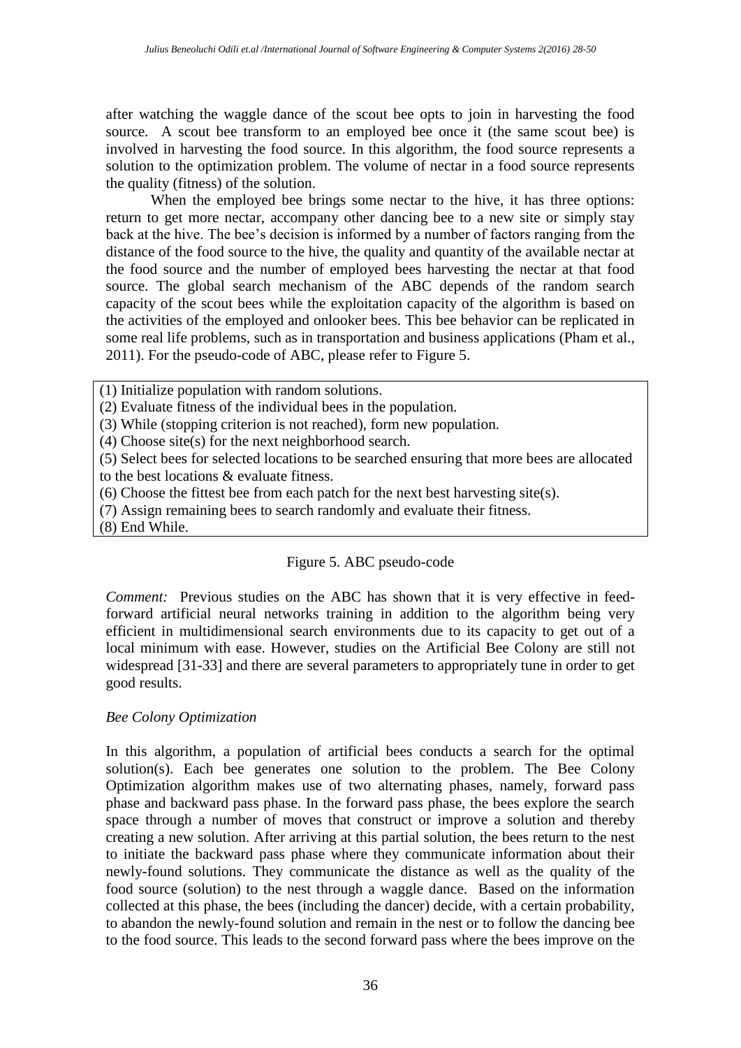after watching the waggle dance of the scout bee opts to join in harvesting the food source. A scout bee transform to an employed bee once it (the same scout bee) is involved in harvesting the food source. In this algorithm, the food source represents a solution to the optimization problem. The volume of nectar in a food source represents the quality (fitness) of the solution.

When the employed bee brings some nectar to the hive, it has three options: return to get more nectar, accompany other dancing bee to a new site or simply stay back at the hive. The bee's decision is informed by a number of factors ranging from the distance of the food source to the hive, the quality and quantity of the available nectar at the food source and the number of employed bees harvesting the nectar at that food source. The global search mechanism of the ABC depends of the random search capacity of the scout bees while the exploitation capacity of the algorithm is based on the activities of the employed and onlooker bees. This bee behavior can be replicated in some real life problems, such as in transportation and business applications (Pham et al., 2011). For the pseudo-code of ABC, please refer to Figure 5.

```
(1) Initialize population with random solutions.
(2) Evaluate fitness of the individual bees in the population.
(3) While (stopping criterion is not reached), form new population.
(4) Choose site(s) for the next neighborhood search.
(5) Select bees for selected locations to be searched ensuring that more bees are allocated
to the best locations & evaluate fitness.
(6) Choose the fittest bee from each patch for the next best harvesting site(s).
(7) Assign remaining bees to search randomly and evaluate their fitness.
(8) End While.
```

Figure 5. ABC pseudo-code

*Comment:* Previous studies on the ABC has shown that it is very effective in feed-forward artificial neural networks training in addition to the algorithm being very efficient in multidimensional search environments due to its capacity to get out of a local minimum with ease. However, studies on the Artificial Bee Colony are still not widespread [31-33] and there are several parameters to appropriately tune in order to get good results.

*Bee Colony Optimization*

In this algorithm, a population of artificial bees conducts a search for the optimal solution(s). Each bee generates one solution to the problem. The Bee Colony Optimization algorithm makes use of two alternating phases, namely, forward pass phase and backward pass phase. In the forward pass phase, the bees explore the search space through a number of moves that construct or improve a solution and thereby creating a new solution. After arriving at this partial solution, the bees return to the nest to initiate the backward pass phase where they communicate information about their newly-found solutions. They communicate the distance as well as the quality of the food source (solution) to the nest through a waggle dance. Based on the information collected at this phase, the bees (including the dancer) decide, with a certain probability, to abandon the newly-found solution and remain in the nest or to follow the dancing bee to the food source. This leads to the second forward pass where the bees improve on the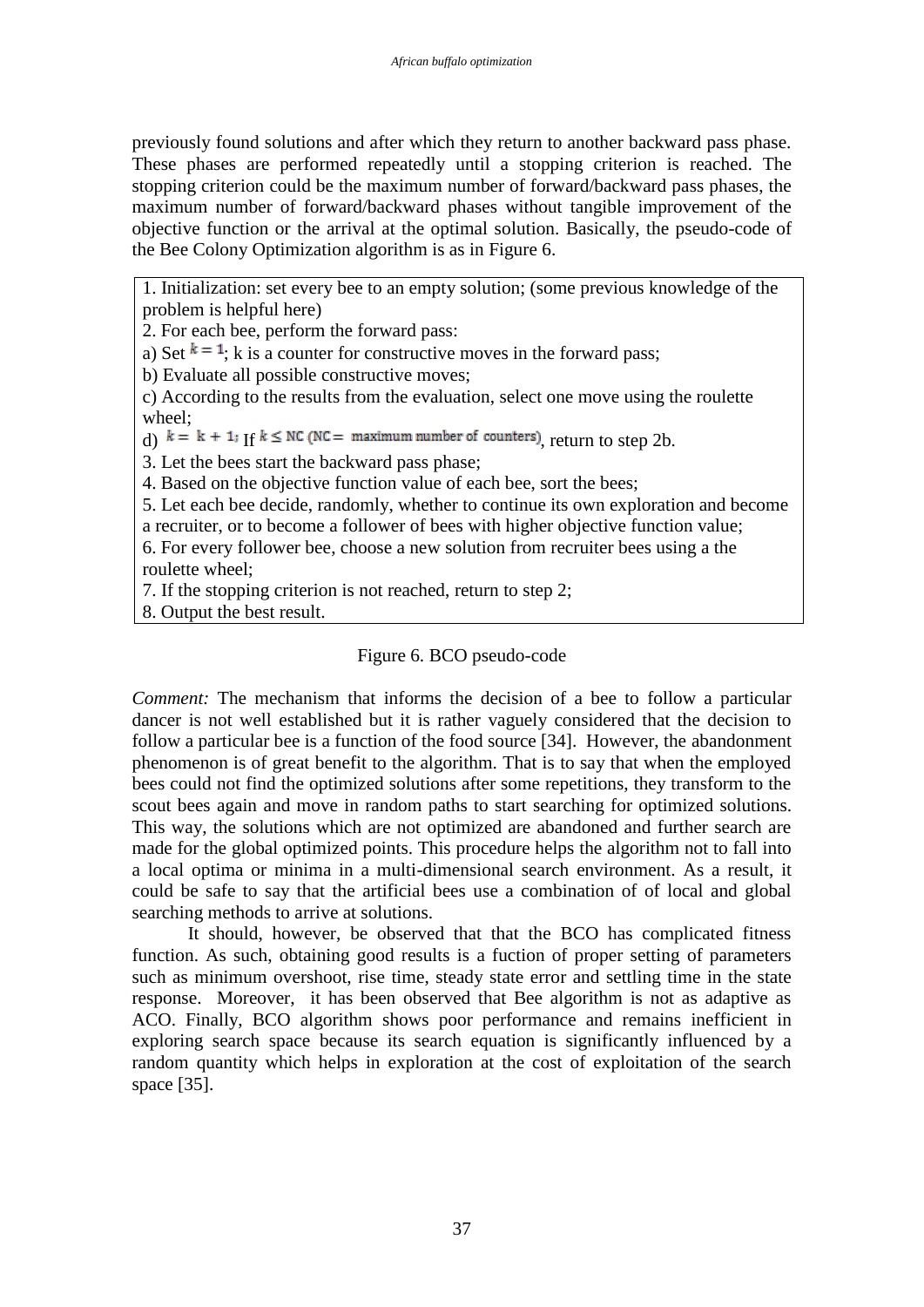previously found solutions and after which they return to another backward pass phase. These phases are performed repeatedly until a stopping criterion is reached. The stopping criterion could be the maximum number of forward/backward pass phases, the maximum number of forward/backward phases without tangible improvement of the objective function or the arrival at the optimal solution. Basically, the pseudo-code of the Bee Colony Optimization algorithm is as in Figure 6.

```
1. Initialization: set every bee to an empty solution; (some previous knowledge of the
problem is helpful here)
2. For each bee, perform the forward pass:
a) Set k = 1; k is a counter for constructive moves in the forward pass;
b) Evaluate all possible constructive moves;
c) According to the results from the evaluation, select one move using the roulette
wheel;
d) k = k + 1; If k ≤ NC (NC = maximum number of counters), return to step 2b.
3. Let the bees start the backward pass phase;
4. Based on the objective function value of each bee, sort the bees;
5. Let each bee decide, randomly, whether to continue its own exploration and become
a recruiter, or to become a follower of bees with higher objective function value;
6. For every follower bee, choose a new solution from recruiter bees using a the
roulette wheel;
7. If the stopping criterion is not reached, return to step 2;
8. Output the best result.
```

Figure 6. BCO pseudo-code

*Comment:* The mechanism that informs the decision of a bee to follow a particular dancer is not well established but it is rather vaguely considered that the decision to follow a particular bee is a function of the food source [34]. However, the abandonment phenomenon is of great benefit to the algorithm. That is to say that when the employed bees could not find the optimized solutions after some repetitions, they transform to the scout bees again and move in random paths to start searching for optimized solutions. This way, the solutions which are not optimized are abandoned and further search are made for the global optimized points. This procedure helps the algorithm not to fall into a local optima or minima in a multi-dimensional search environment. As a result, it could be safe to say that the artificial bees use a combination of of local and global searching methods to arrive at solutions.

It should, however, be observed that that the BCO has complicated fitness function. As such, obtaining good results is a fuction of proper setting of parameters such as minimum overshoot, rise time, steady state error and settling time in the state response. Moreover, it has been observed that Bee algorithm is not as adaptive as ACO. Finally, BCO algorithm shows poor performance and remains inefficient in exploring search space because its search equation is significantly influenced by a random quantity which helps in exploration at the cost of exploitation of the search space [35].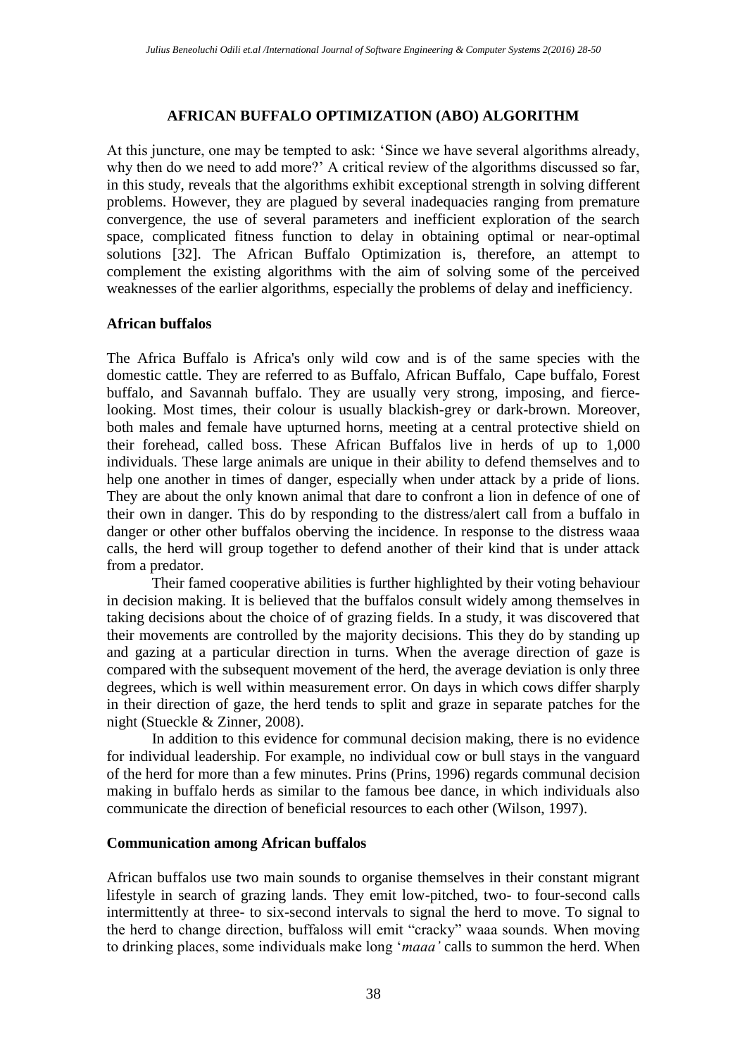## AFRICAN BUFFALO OPTIMIZATION (ABO) ALGORITHM

At this juncture, one may be tempted to ask: 'Since we have several algorithms already, why then do we need to add more?' A critical review of the algorithms discussed so far, in this study, reveals that the algorithms exhibit exceptional strength in solving different problems. However, they are plagued by several inadequacies ranging from premature convergence, the use of several parameters and inefficient exploration of the search space, complicated fitness function to delay in obtaining optimal or near-optimal solutions [32]. The African Buffalo Optimization is, therefore, an attempt to complement the existing algorithms with the aim of solving some of the perceived weaknesses of the earlier algorithms, especially the problems of delay and inefficiency.

### African buffalos

The Africa Buffalo is Africa's only wild cow and is of the same species with the domestic cattle. They are referred to as Buffalo, African Buffalo, Cape buffalo, Forest buffalo, and Savannah buffalo. They are usually very strong, imposing, and fierce-looking. Most times, their colour is usually blackish-grey or dark-brown. Moreover, both males and female have upturned horns, meeting at a central protective shield on their forehead, called boss. These African Buffalos live in herds of up to 1,000 individuals. These large animals are unique in their ability to defend themselves and to help one another in times of danger, especially when under attack by a pride of lions. They are about the only known animal that dare to confront a lion in defence of one of their own in danger. This do by responding to the distress/alert call from a buffalo in danger or other other buffalos oberving the incidence. In response to the distress waaa calls, the herd will group together to defend another of their kind that is under attack from a predator.

Their famed cooperative abilities is further highlighted by their voting behaviour in decision making. It is believed that the buffalos consult widely among themselves in taking decisions about the choice of of grazing fields. In a study, it was discovered that their movements are controlled by the majority decisions. This they do by standing up and gazing at a particular direction in turns. When the average direction of gaze is compared with the subsequent movement of the herd, the average deviation is only three degrees, which is well within measurement error. On days in which cows differ sharply in their direction of gaze, the herd tends to split and graze in separate patches for the night (Stueckle & Zinner, 2008).

In addition to this evidence for communal decision making, there is no evidence for individual leadership. For example, no individual cow or bull stays in the vanguard of the herd for more than a few minutes. Prins (Prins, 1996) regards communal decision making in buffalo herds as similar to the famous bee dance, in which individuals also communicate the direction of beneficial resources to each other (Wilson, 1997).

### Communication among African buffalos

African buffalos use two main sounds to organise themselves in their constant migrant lifestyle in search of grazing lands. They emit low-pitched, two- to four-second calls intermittently at three- to six-second intervals to signal the herd to move. To signal to the herd to change direction, buffaloss will emit "cracky" waaa sounds. When moving to drinking places, some individuals make long '*maaa'* calls to summon the herd. When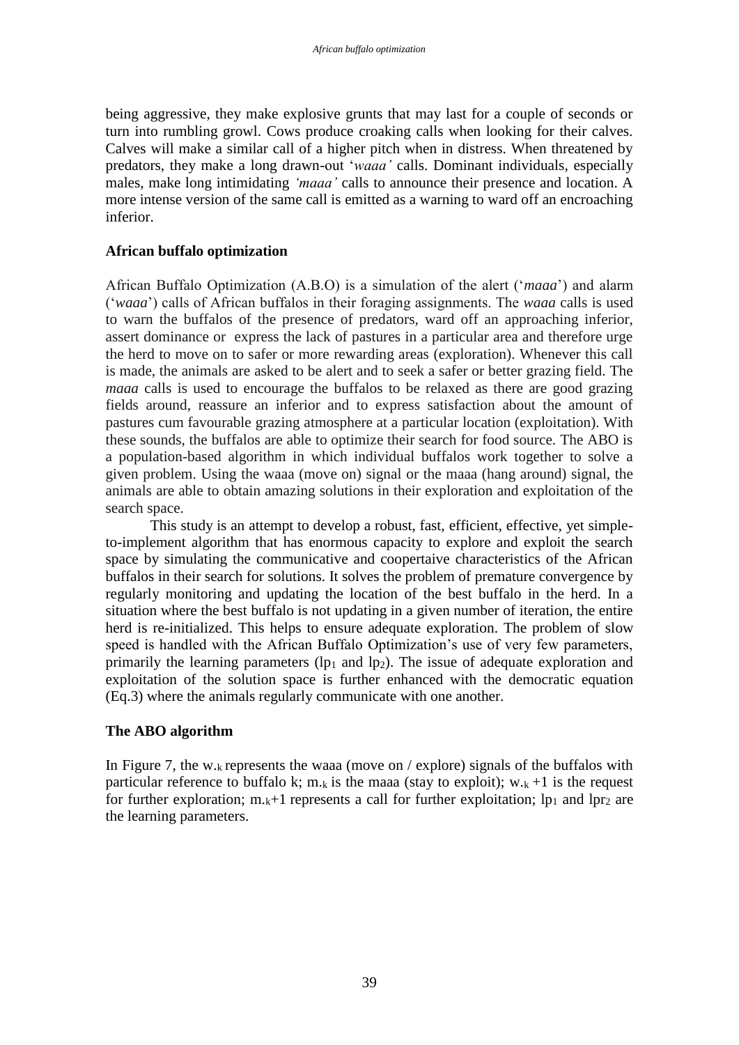being aggressive, they make explosive grunts that may last for a couple of seconds or turn into rumbling growl. Cows produce croaking calls when looking for their calves. Calves will make a similar call of a higher pitch when in distress. When threatened by predators, they make a long drawn-out '*waaa'* calls. Dominant individuals, especially males, make long intimidating *'maaa'* calls to announce their presence and location. A more intense version of the same call is emitted as a warning to ward off an encroaching inferior.

## African buffalo optimization

African Buffalo Optimization (A.B.O) is a simulation of the alert ('*maaa*') and alarm ('*waaa*') calls of African buffalos in their foraging assignments. The *waaa* calls is used to warn the buffalos of the presence of predators, ward off an approaching inferior, assert dominance or express the lack of pastures in a particular area and therefore urge the herd to move on to safer or more rewarding areas (exploration). Whenever this call is made, the animals are asked to be alert and to seek a safer or better grazing field. The *maaa* calls is used to encourage the buffalos to be relaxed as there are good grazing fields around, reassure an inferior and to express satisfaction about the amount of pastures cum favourable grazing atmosphere at a particular location (exploitation). With these sounds, the buffalos are able to optimize their search for food source. The ABO is a population-based algorithm in which individual buffalos work together to solve a given problem. Using the waaa (move on) signal or the maaa (hang around) signal, the animals are able to obtain amazing solutions in their exploration and exploitation of the search space.

This study is an attempt to develop a robust, fast, efficient, effective, yet simple-to-implement algorithm that has enormous capacity to explore and exploit the search space by simulating the communicative and coopertaive characteristics of the African buffalos in their search for solutions. It solves the problem of premature convergence by regularly monitoring and updating the location of the best buffalo in the herd. In a situation where the best buffalo is not updating in a given number of iteration, the entire herd is re-initialized. This helps to ensure adequate exploration. The problem of slow speed is handled with the African Buffalo Optimization's use of very few parameters, primarily the learning parameters ($lp_1$ and $lp_2$). The issue of adequate exploration and exploitation of the solution space is further enhanced with the democratic equation (Eq.3) where the animals regularly communicate with one another.

## The ABO algorithm

In Figure 7, the $w._k$ represents the waaa (move on / explore) signals of the buffalos with particular reference to buffalo k; $m._k$ is the maaa (stay to exploit); $w._k+1$ is the request for further exploration; $m._k+1$ represents a call for further exploitation; $lp_1$ and $lpr_2$ are the learning parameters.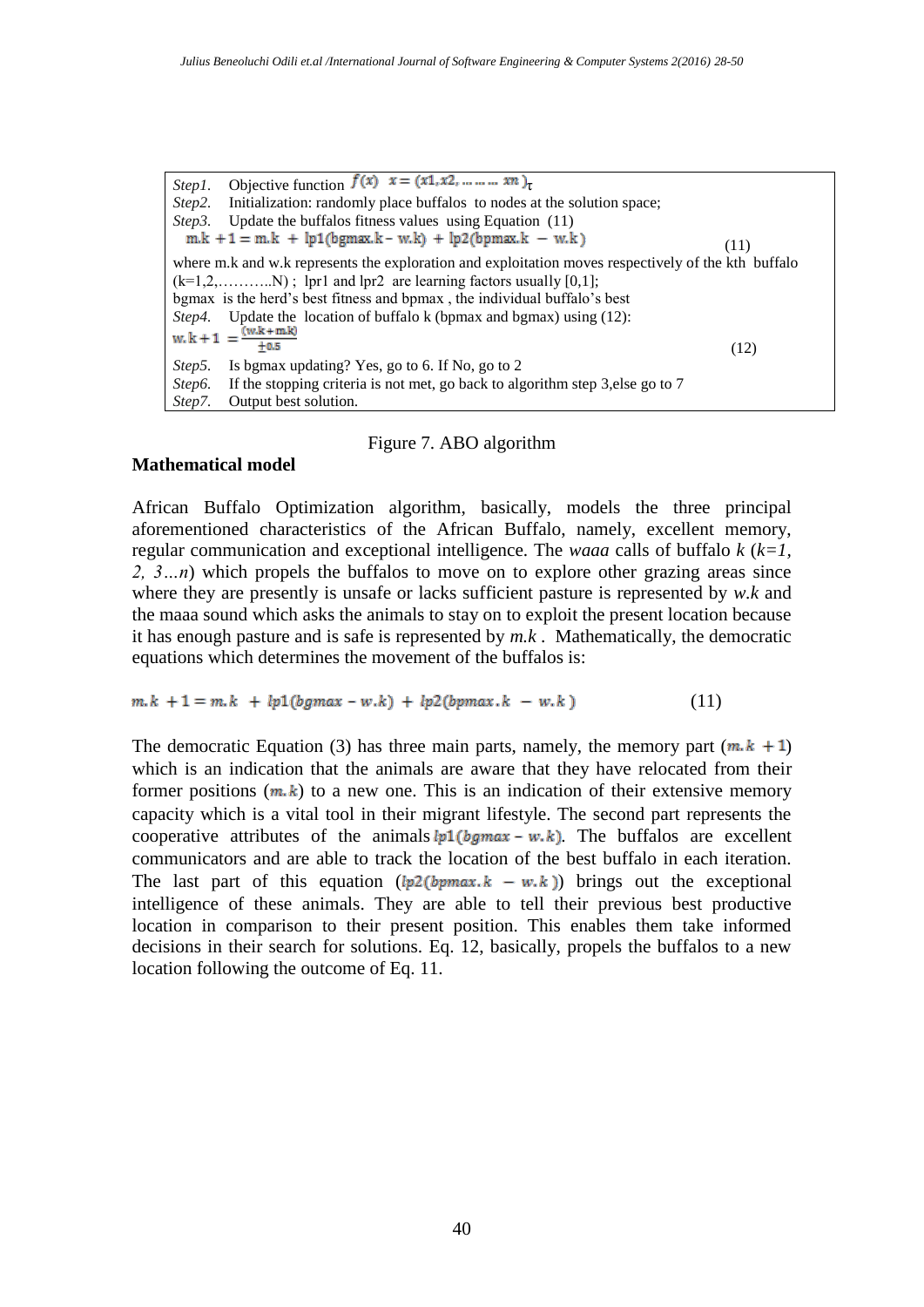*Step1.* Objective function $f(x) \quad x = (x1, x2, \dots\dots\dots xn)_\tau$

*Step2.* Initialization: randomly place buffalos to nodes at the solution space;

*Step3.* Update the buffalos fitness values using Equation (11)

$$m.k + 1 = m.k + lp1(bgmax.k - w.k) + lp2(bpmax.k - w.k) \tag{11}$$

where m.k and w.k represents the exploration and exploitation moves respectively of the kth buffalo (k=1,2,………..N) ; lpr1 and lpr2 are learning factors usually [0,1];

bgmax is the herd's best fitness and bpmax , the individual buffalo's best

*Step4.* Update the location of buffalo k (bpmax and bgmax) using (12):

$$w.k + 1 = \frac{(w.k + m.k)}{\pm 0.5} \tag{12}$$

*Step5.* Is bgmax updating? Yes, go to 6. If No, go to 2

*Step6.* If the stopping criteria is not met, go back to algorithm step 3,else go to 7

*Step7.* Output best solution.

Figure 7. ABO algorithm

**Mathematical model**

African Buffalo Optimization algorithm, basically, models the three principal aforementioned characteristics of the African Buffalo, namely, excellent memory, regular communication and exceptional intelligence. The *waaa* calls of buffalo *k* (*k=1, 2, 3…n*) which propels the buffalos to move on to explore other grazing areas since where they are presently is unsafe or lacks sufficient pasture is represented by *w.k* and the maaa sound which asks the animals to stay on to exploit the present location because it has enough pasture and is safe is represented by *m.k* . Mathematically, the democratic equations which determines the movement of the buffalos is:

$$m.k + 1 = m.k + lp1(bgmax - w.k) + lp2(bpmax.k - w.k) \tag{11}$$

The democratic Equation (3) has three main parts, namely, the memory part ($m.k + 1$) which is an indication that the animals are aware that they have relocated from their former positions ($m.k$) to a new one. This is an indication of their extensive memory capacity which is a vital tool in their migrant lifestyle. The second part represents the cooperative attributes of the animals $lp1(bgmax - w.k)$. The buffalos are excellent communicators and are able to track the location of the best buffalo in each iteration. The last part of this equation ($lp2(bpmax.k - w.k)$) brings out the exceptional intelligence of these animals. They are able to tell their previous best productive location in comparison to their present position. This enables them take informed decisions in their search for solutions. Eq. 12, basically, propels the buffalos to a new location following the outcome of Eq. 11.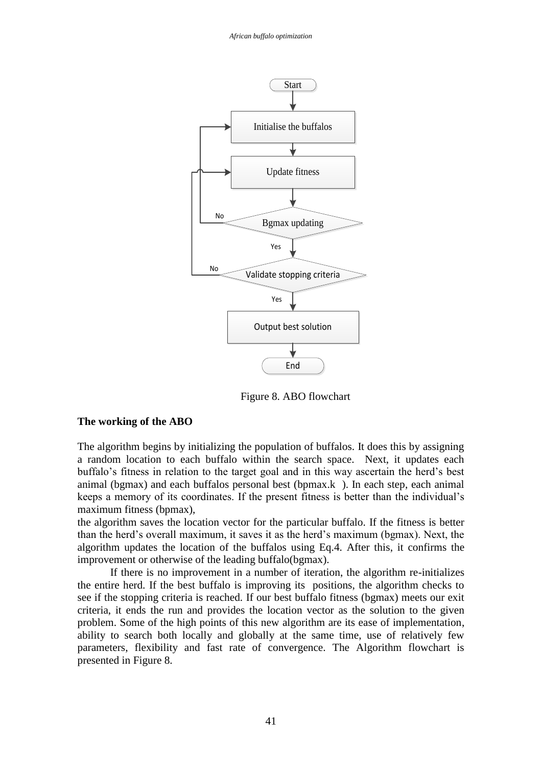Figure 8. ABO flowchart

**The working of the ABO**

The algorithm begins by initializing the population of buffalos. It does this by assigning a random location to each buffalo within the search space. Next, it updates each buffalo's fitness in relation to the target goal and in this way ascertain the herd's best animal (bgmax) and each buffalos personal best (bpmax.k ). In each step, each animal keeps a memory of its coordinates. If the present fitness is better than the individual's maximum fitness (bpmax),
the algorithm saves the location vector for the particular buffalo. If the fitness is better than the herd's overall maximum, it saves it as the herd's maximum (bgmax). Next, the algorithm updates the location of the buffalos using Eq.4. After this, it confirms the improvement or otherwise of the leading buffalo(bgmax).

If there is no improvement in a number of iteration, the algorithm re-initializes the entire herd. If the best buffalo is improving its positions, the algorithm checks to see if the stopping criteria is reached. If our best buffalo fitness (bgmax) meets our exit criteria, it ends the run and provides the location vector as the solution to the given problem. Some of the high points of this new algorithm are its ease of implementation, ability to search both locally and globally at the same time, use of relatively few parameters, flexibility and fast rate of convergence. The Algorithm flowchart is presented in Figure 8.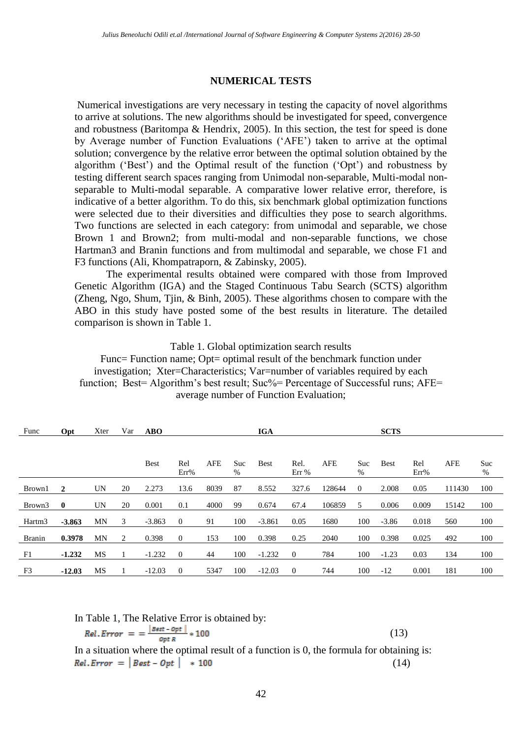## NUMERICAL TESTS

Numerical investigations are very necessary in testing the capacity of novel algorithms to arrive at solutions. The new algorithms should be investigated for speed, convergence and robustness (Baritompa & Hendrix, 2005). In this section, the test for speed is done by Average number of Function Evaluations ('AFE') taken to arrive at the optimal solution; convergence by the relative error between the optimal solution obtained by the algorithm ('Best') and the Optimal result of the function ('Opt') and robustness by testing different search spaces ranging from Unimodal non-separable, Multi-modal non-separable to Multi-modal separable. A comparative lower relative error, therefore, is indicative of a better algorithm. To do this, six benchmark global optimization functions were selected due to their diversities and difficulties they pose to search algorithms. Two functions are selected in each category: from unimodal and separable, we chose Brown 1 and Brown2; from multi-modal and non-separable functions, we chose Hartman3 and Branin functions and from multimodal and separable, we chose F1 and F3 functions (Ali, Khompatraporn, & Zabinsky, 2005).

The experimental results obtained were compared with those from Improved Genetic Algorithm (IGA) and the Staged Continuous Tabu Search (SCTS) algorithm (Zheng, Ngo, Shum, Tjin, & Binh, 2005). These algorithms chosen to compare with the ABO in this study have posted some of the best results in literature. The detailed comparison is shown in Table 1.

Table 1. Global optimization search results

Func= Function name; Opt= optimal result of the benchmark function under investigation; Xter=Characteristics; Var=number of variables required by each function; Best= Algorithm's best result; Suc%= Percentage of Successful runs; AFE= average number of Function Evaluation;

| Func | **Opt** | Xter | Var | **ABO** | | | | **IGA** | | | | **SCTS** | | | |
|---|---|---|---|---|---|---|---|---|---|---|---|---|---|---|---|
| | | | | Best | Rel Err% | AFE | Suc % | Best | Rel. Err % | AFE | Suc % | Best | Rel Err% | AFE | Suc % |
| Brown1 | **2** | UN | 20 | 2.273 | 13.6 | 8039 | 87 | 8.552 | 327.6 | 128644 | 0 | 2.008 | 0.05 | 111430 | 100 |
| Brown3 | **0** | UN | 20 | 0.001 | 0.1 | 4000 | 99 | 0.674 | 67.4 | 106859 | 5 | 0.006 | 0.009 | 15142 | 100 |
| Hartm3 | **-3.863** | MN | 3 | -3.863 | 0 | 91 | 100 | -3.861 | 0.05 | 1680 | 100 | -3.86 | 0.018 | 560 | 100 |
| Branin | **0.3978** | MN | 2 | 0.398 | 0 | 153 | 100 | 0.398 | 0.25 | 2040 | 100 | 0.398 | 0.025 | 492 | 100 |
| F1 | **-1.232** | MS | 1 | -1.232 | 0 | 44 | 100 | -1.232 | 0 | 784 | 100 | -1.23 | 0.03 | 134 | 100 |
| F3 | **-12.03** | MS | 1 | -12.03 | 0 | 5347 | 100 | -12.03 | 0 | 744 | 100 | -12 | 0.001 | 181 | 100 |

In Table 1, The Relative Error is obtained by:

$$Rel.Error = = \frac{|Best - Opt|}{Opt\ R} * 100 \tag{13}$$

In a situation where the optimal result of a function is 0, the formula for obtaining is:

$$Rel.Error = |Best - Opt| * 100 \tag{14}$$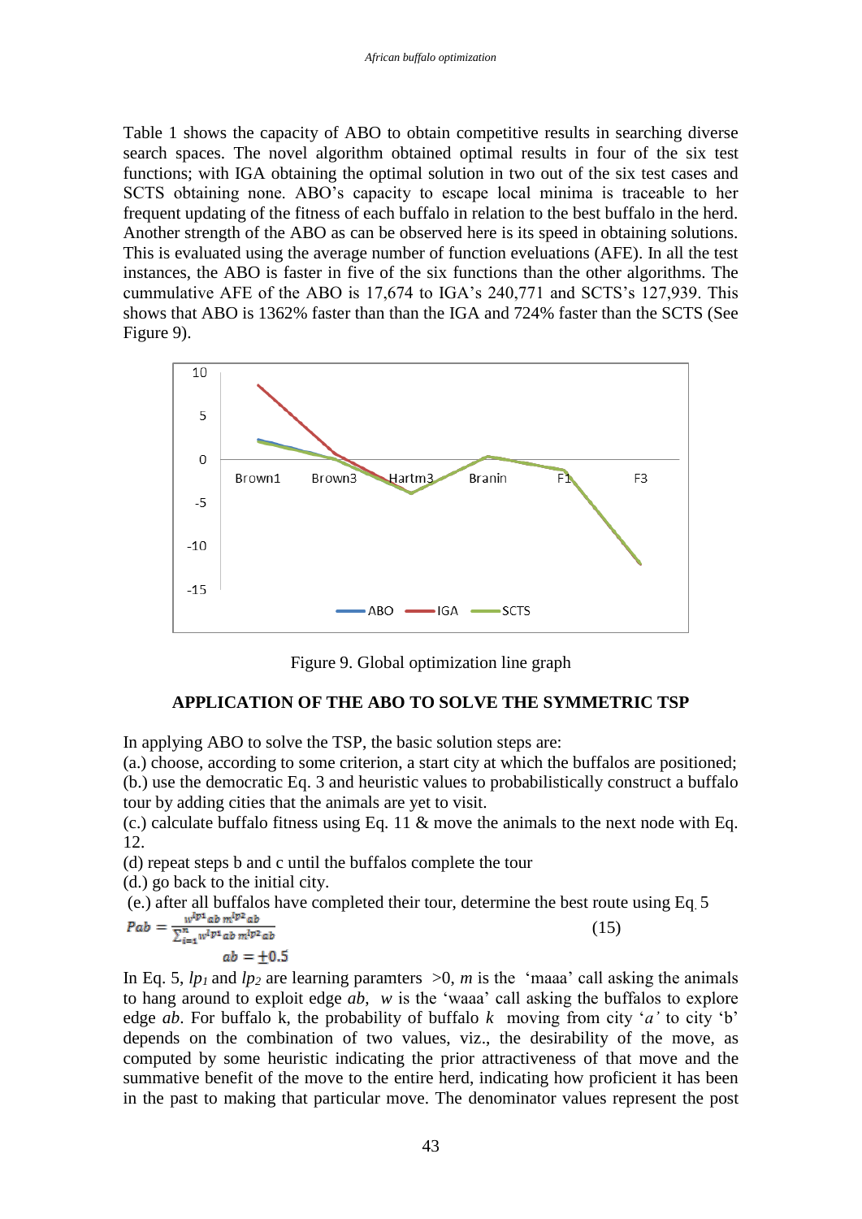Table 1 shows the capacity of ABO to obtain competitive results in searching diverse search spaces. The novel algorithm obtained optimal results in four of the six test functions; with IGA obtaining the optimal solution in two out of the six test cases and SCTS obtaining none. ABO's capacity to escape local minima is traceable to her frequent updating of the fitness of each buffalo in relation to the best buffalo in the herd. Another strength of the ABO as can be observed here is its speed in obtaining solutions. This is evaluated using the average number of function eveluations (AFE). In all the test instances, the ABO is faster in five of the six functions than the other algorithms. The cummulative AFE of the ABO is 17,674 to IGA's 240,771 and SCTS's 127,939. This shows that ABO is 1362% faster than than the IGA and 724% faster than the SCTS (See Figure 9).

Figure 9. Global optimization line graph

## APPLICATION OF THE ABO TO SOLVE THE SYMMETRIC TSP

In applying ABO to solve the TSP, the basic solution steps are:

(a.) choose, according to some criterion, a start city at which the buffalos are positioned;
(b.) use the democratic Eq. 3 and heuristic values to probabilistically construct a buffalo tour by adding cities that the animals are yet to visit.
(c.) calculate buffalo fitness using Eq. 11 & move the animals to the next node with Eq. 12.
(d) repeat steps b and c until the buffalos complete the tour
(d.) go back to the initial city.
(e.) after all buffalos have completed their tour, determine the best route using Eq. 5

$$Pab = \frac{w^{lp1}ab\ m^{lp2}ab}{\sum_{i=1}^{n} w^{lp1}ab\ m^{lp2}ab} \qquad (15)$$

$$ab = \pm 0.5$$

In Eq. 5, $lp_1$ and $lp_2$ are learning paramters $>0$, $m$ is the 'maaa' call asking the animals to hang around to exploit edge $ab$, $w$ is the 'waaa' call asking the buffalos to explore edge $ab$. For buffalo k, the probability of buffalo $k$ moving from city '$a$' to city 'b' depends on the combination of two values, viz., the desirability of the move, as computed by some heuristic indicating the prior attractiveness of that move and the summative benefit of the move to the entire herd, indicating how proficient it has been in the past to making that particular move. The denominator values represent the post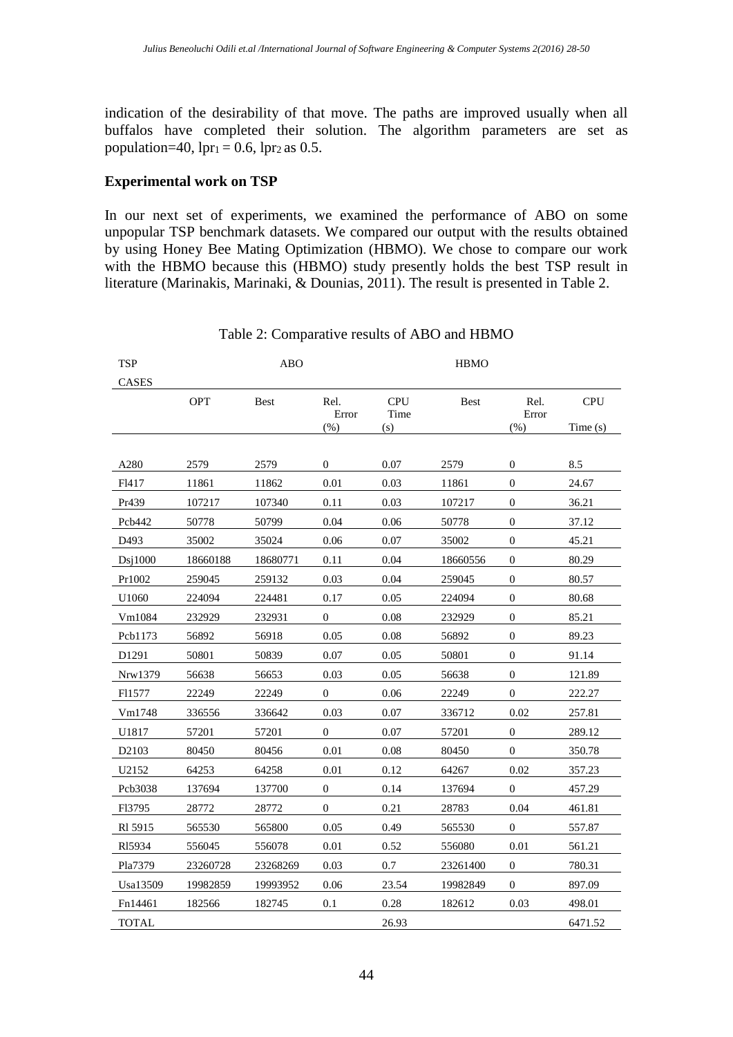indication of the desirability of that move. The paths are improved usually when all buffalos have completed their solution. The algorithm parameters are set as population=40, $lpr_1 = 0.6$, $lpr_2$ as 0.5.

**Experimental work on TSP**

In our next set of experiments, we examined the performance of ABO on some unpopular TSP benchmark datasets. We compared our output with the results obtained by using Honey Bee Mating Optimization (HBMO). We chose to compare our work with the HBMO because this (HBMO) study presently holds the best TSP result in literature (Marinakis, Marinaki, & Dounias, 2011). The result is presented in Table 2.

Table 2: Comparative results of ABO and HBMO

| TSP CASES | | ABO | | | HBMO | | |
|---|---|---|---|---|---|---|---|
| | OPT | Best | Rel. Error (%) | CPU Time (s) | Best | Rel. Error (%) | CPU Time (s) |
| A280 | 2579 | 2579 | 0 | 0.07 | 2579 | 0 | 8.5 |
| Fl417 | 11861 | 11862 | 0.01 | 0.03 | 11861 | 0 | 24.67 |
| Pr439 | 107217 | 107340 | 0.11 | 0.03 | 107217 | 0 | 36.21 |
| Pcb442 | 50778 | 50799 | 0.04 | 0.06 | 50778 | 0 | 37.12 |
| D493 | 35002 | 35024 | 0.06 | 0.07 | 35002 | 0 | 45.21 |
| Dsj1000 | 18660188 | 18680771 | 0.11 | 0.04 | 18660556 | 0 | 80.29 |
| Pr1002 | 259045 | 259132 | 0.03 | 0.04 | 259045 | 0 | 80.57 |
| U1060 | 224094 | 224481 | 0.17 | 0.05 | 224094 | 0 | 80.68 |
| Vm1084 | 232929 | 232931 | 0 | 0.08 | 232929 | 0 | 85.21 |
| Pcb1173 | 56892 | 56918 | 0.05 | 0.08 | 56892 | 0 | 89.23 |
| D1291 | 50801 | 50839 | 0.07 | 0.05 | 50801 | 0 | 91.14 |
| Nrw1379 | 56638 | 56653 | 0.03 | 0.05 | 56638 | 0 | 121.89 |
| Fl1577 | 22249 | 22249 | 0 | 0.06 | 22249 | 0 | 222.27 |
| Vm1748 | 336556 | 336642 | 0.03 | 0.07 | 336712 | 0.02 | 257.81 |
| U1817 | 57201 | 57201 | 0 | 0.07 | 57201 | 0 | 289.12 |
| D2103 | 80450 | 80456 | 0.01 | 0.08 | 80450 | 0 | 350.78 |
| U2152 | 64253 | 64258 | 0.01 | 0.12 | 64267 | 0.02 | 357.23 |
| Pcb3038 | 137694 | 137700 | 0 | 0.14 | 137694 | 0 | 457.29 |
| Fl3795 | 28772 | 28772 | 0 | 0.21 | 28783 | 0.04 | 461.81 |
| Rl 5915 | 565530 | 565800 | 0.05 | 0.49 | 565530 | 0 | 557.87 |
| Rl5934 | 556045 | 556078 | 0.01 | 0.52 | 556080 | 0.01 | 561.21 |
| Pla7379 | 23260728 | 23268269 | 0.03 | 0.7 | 23261400 | 0 | 780.31 |
| Usa13509 | 19982859 | 19993952 | 0.06 | 23.54 | 19982849 | 0 | 897.09 |
| Fn14461 | 182566 | 182745 | 0.1 | 0.28 | 182612 | 0.03 | 498.01 |
| TOTAL | | | | 26.93 | | | 6471.52 |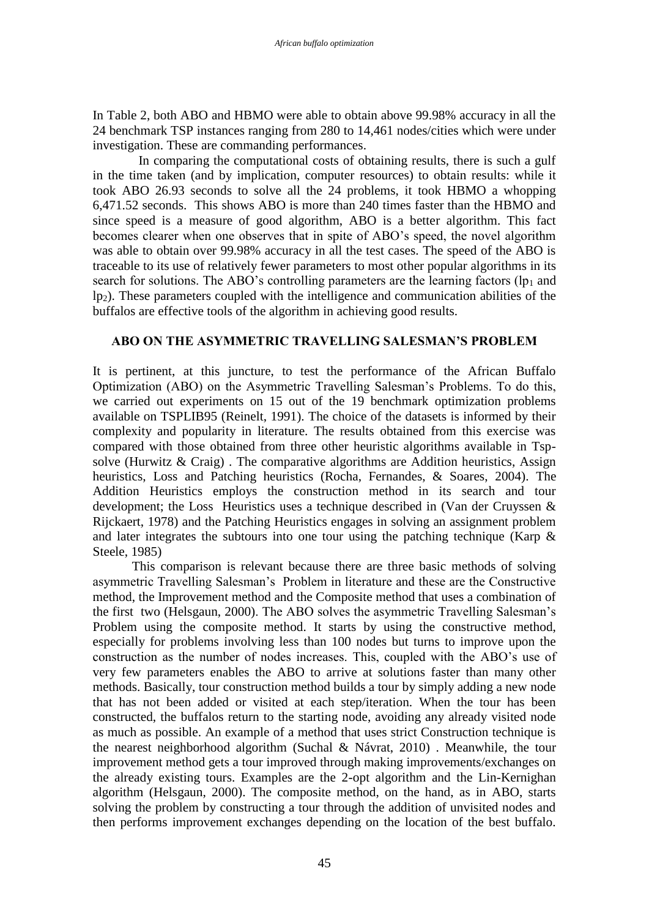In Table 2, both ABO and HBMO were able to obtain above 99.98% accuracy in all the 24 benchmark TSP instances ranging from 280 to 14,461 nodes/cities which were under investigation. These are commanding performances.

In comparing the computational costs of obtaining results, there is such a gulf in the time taken (and by implication, computer resources) to obtain results: while it took ABO 26.93 seconds to solve all the 24 problems, it took HBMO a whopping 6,471.52 seconds. This shows ABO is more than 240 times faster than the HBMO and since speed is a measure of good algorithm, ABO is a better algorithm. This fact becomes clearer when one observes that in spite of ABO's speed, the novel algorithm was able to obtain over 99.98% accuracy in all the test cases. The speed of the ABO is traceable to its use of relatively fewer parameters to most other popular algorithms in its search for solutions. The ABO's controlling parameters are the learning factors ($lp_1$ and $lp_2$). These parameters coupled with the intelligence and communication abilities of the buffalos are effective tools of the algorithm in achieving good results.

## ABO ON THE ASYMMETRIC TRAVELLING SALESMAN'S PROBLEM

It is pertinent, at this juncture, to test the performance of the African Buffalo Optimization (ABO) on the Asymmetric Travelling Salesman's Problems. To do this, we carried out experiments on 15 out of the 19 benchmark optimization problems available on TSPLIB95 (Reinelt, 1991). The choice of the datasets is informed by their complexity and popularity in literature. The results obtained from this exercise was compared with those obtained from three other heuristic algorithms available in Tsp-solve (Hurwitz & Craig) . The comparative algorithms are Addition heuristics, Assign heuristics, Loss and Patching heuristics (Rocha, Fernandes, & Soares, 2004). The Addition Heuristics employs the construction method in its search and tour development; the Loss Heuristics uses a technique described in (Van der Cruyssen & Rijckaert, 1978) and the Patching Heuristics engages in solving an assignment problem and later integrates the subtours into one tour using the patching technique (Karp & Steele, 1985)

This comparison is relevant because there are three basic methods of solving asymmetric Travelling Salesman's Problem in literature and these are the Constructive method, the Improvement method and the Composite method that uses a combination of the first two (Helsgaun, 2000). The ABO solves the asymmetric Travelling Salesman's Problem using the composite method. It starts by using the constructive method, especially for problems involving less than 100 nodes but turns to improve upon the construction as the number of nodes increases. This, coupled with the ABO's use of very few parameters enables the ABO to arrive at solutions faster than many other methods. Basically, tour construction method builds a tour by simply adding a new node that has not been added or visited at each step/iteration. When the tour has been constructed, the buffalos return to the starting node, avoiding any already visited node as much as possible. An example of a method that uses strict Construction technique is the nearest neighborhood algorithm (Suchal & Návrat, 2010) . Meanwhile, the tour improvement method gets a tour improved through making improvements/exchanges on the already existing tours. Examples are the 2-opt algorithm and the Lin-Kernighan algorithm (Helsgaun, 2000). The composite method, on the hand, as in ABO, starts solving the problem by constructing a tour through the addition of unvisited nodes and then performs improvement exchanges depending on the location of the best buffalo.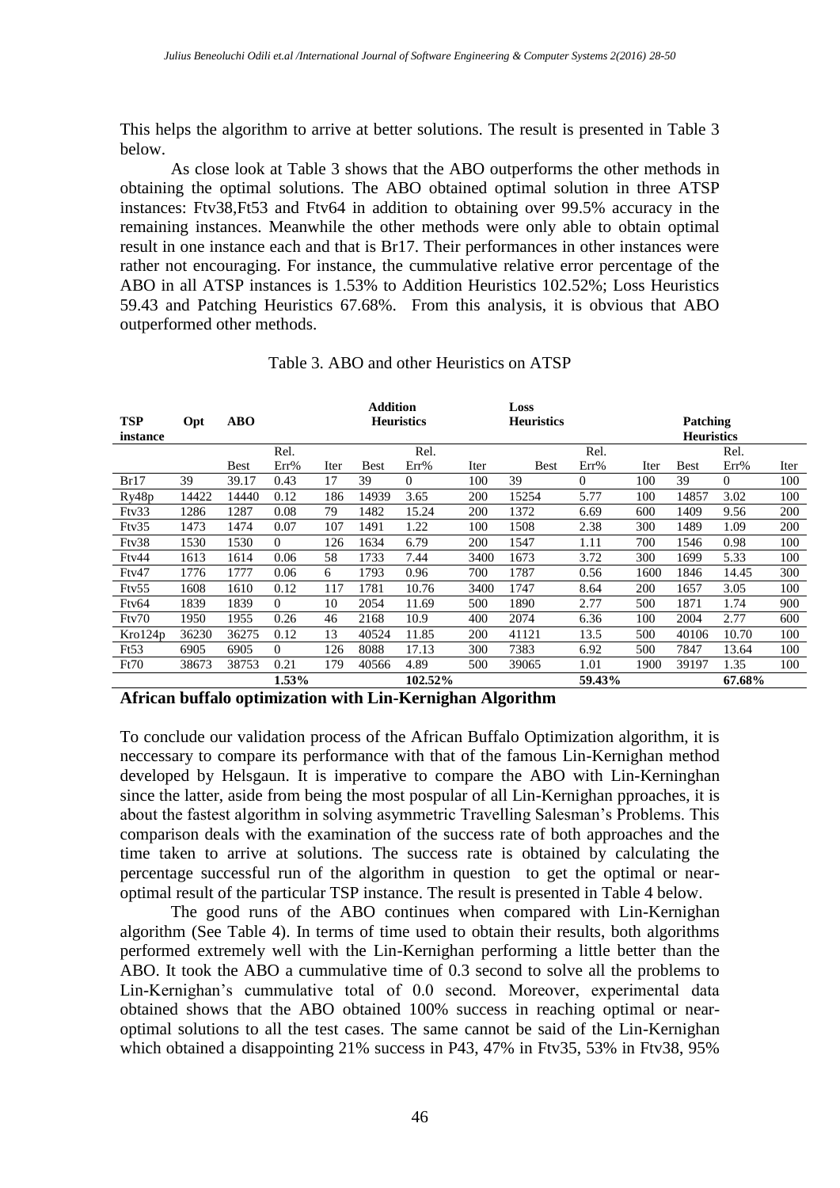This helps the algorithm to arrive at better solutions. The result is presented in Table 3 below.

As close look at Table 3 shows that the ABO outperforms the other methods in obtaining the optimal solutions. The ABO obtained optimal solution in three ATSP instances: Ftv38,Ft53 and Ftv64 in addition to obtaining over 99.5% accuracy in the remaining instances. Meanwhile the other methods were only able to obtain optimal result in one instance each and that is Br17. Their performances in other instances were rather not encouraging. For instance, the cummulative relative error percentage of the ABO in all ATSP instances is 1.53% to Addition Heuristics 102.52%; Loss Heuristics 59.43 and Patching Heuristics 67.68%. From this analysis, it is obvious that ABO outperformed other methods.

Table 3. ABO and other Heuristics on ATSP

| TSP instance | Opt | ABO | | | Addition Heuristics | | | Loss Heuristics | | | Patching Heuristics | | |
|---|---|---|---|---|---|---|---|---|---|---|---|---|---|
| | | Best | Rel. Err% | Iter | Best | Rel. Err% | Iter | Best | Rel. Err% | Iter | Best | Rel. Err% | Iter |
| Br17 | 39 | 39.17 | 0.43 | 17 | 39 | 0 | 100 | 39 | 0 | 100 | 39 | 0 | 100 |
| Ry48p | 14422 | 14440 | 0.12 | 186 | 14939 | 3.65 | 200 | 15254 | 5.77 | 100 | 14857 | 3.02 | 100 |
| Ftv33 | 1286 | 1287 | 0.08 | 79 | 1482 | 15.24 | 200 | 1372 | 6.69 | 600 | 1409 | 9.56 | 200 |
| Ftv35 | 1473 | 1474 | 0.07 | 107 | 1491 | 1.22 | 100 | 1508 | 2.38 | 300 | 1489 | 1.09 | 200 |
| Ftv38 | 1530 | 1530 | 0 | 126 | 1634 | 6.79 | 200 | 1547 | 1.11 | 700 | 1546 | 0.98 | 100 |
| Ftv44 | 1613 | 1614 | 0.06 | 58 | 1733 | 7.44 | 3400 | 1673 | 3.72 | 300 | 1699 | 5.33 | 100 |
| Ftv47 | 1776 | 1777 | 0.06 | 6 | 1793 | 0.96 | 700 | 1787 | 0.56 | 1600 | 1846 | 14.45 | 300 |
| Ftv55 | 1608 | 1610 | 0.12 | 117 | 1781 | 10.76 | 3400 | 1747 | 8.64 | 200 | 1657 | 3.05 | 100 |
| Ftv64 | 1839 | 1839 | 0 | 10 | 2054 | 11.69 | 500 | 1890 | 2.77 | 500 | 1871 | 1.74 | 900 |
| Ftv70 | 1950 | 1955 | 0.26 | 46 | 2168 | 10.9 | 400 | 2074 | 6.36 | 100 | 2004 | 2.77 | 600 |
| Kro124p | 36230 | 36275 | 0.12 | 13 | 40524 | 11.85 | 200 | 41121 | 13.5 | 500 | 40106 | 10.70 | 100 |
| Ft53 | 6905 | 6905 | 0 | 126 | 8088 | 17.13 | 300 | 7383 | 6.92 | 500 | 7847 | 13.64 | 100 |
| Ft70 | 38673 | 38753 | 0.21 | 179 | 40566 | 4.89 | 500 | 39065 | 1.01 | 1900 | 39197 | 1.35 | 100 |
| | | | **1.53%** | | | **102.52%** | | | **59.43%** | | | **67.68%** | |

**African buffalo optimization with Lin-Kernighan Algorithm**

To conclude our validation process of the African Buffalo Optimization algorithm, it is neccessary to compare its performance with that of the famous Lin-Kernighan method developed by Helsgaun. It is imperative to compare the ABO with Lin-Kerninghan since the latter, aside from being the most pospular of all Lin-Kernighan pproaches, it is about the fastest algorithm in solving asymmetric Travelling Salesman's Problems. This comparison deals with the examination of the success rate of both approaches and the time taken to arrive at solutions. The success rate is obtained by calculating the percentage successful run of the algorithm in question to get the optimal or near-optimal result of the particular TSP instance. The result is presented in Table 4 below.

The good runs of the ABO continues when compared with Lin-Kernighan algorithm (See Table 4). In terms of time used to obtain their results, both algorithms performed extremely well with the Lin-Kernighan performing a little better than the ABO. It took the ABO a cummulative time of 0.3 second to solve all the problems to Lin-Kernighan's cummulative total of 0.0 second. Moreover, experimental data obtained shows that the ABO obtained 100% success in reaching optimal or near-optimal solutions to all the test cases. The same cannot be said of the Lin-Kernighan which obtained a disappointing 21% success in P43, 47% in Ftv35, 53% in Ftv38, 95%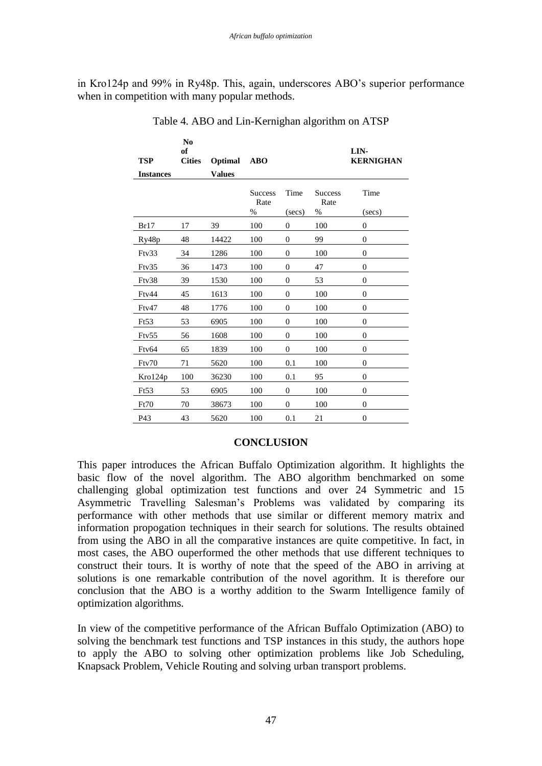in Kro124p and 99% in Ry48p. This, again, underscores ABO's superior performance when in competition with many popular methods.

Table 4. ABO and Lin-Kernighan algorithm on ATSP

| TSP Instances | No of Cities | Optimal Values | ABO | | LIN-KERNIGHAN | |
|---|---|---|---|---|---|---|
| | | | Success Rate % | Time (secs) | Success Rate % | Time (secs) |
| Br17 | 17 | 39 | 100 | 0 | 100 | 0 |
| Ry48p | 48 | 14422 | 100 | 0 | 99 | 0 |
| Ftv33 | 34 | 1286 | 100 | 0 | 100 | 0 |
| Ftv35 | 36 | 1473 | 100 | 0 | 47 | 0 |
| Ftv38 | 39 | 1530 | 100 | 0 | 53 | 0 |
| Ftv44 | 45 | 1613 | 100 | 0 | 100 | 0 |
| Ftv47 | 48 | 1776 | 100 | 0 | 100 | 0 |
| Ft53 | 53 | 6905 | 100 | 0 | 100 | 0 |
| Ftv55 | 56 | 1608 | 100 | 0 | 100 | 0 |
| Ftv64 | 65 | 1839 | 100 | 0 | 100 | 0 |
| Ftv70 | 71 | 5620 | 100 | 0.1 | 100 | 0 |
| Kro124p | 100 | 36230 | 100 | 0.1 | 95 | 0 |
| Ft53 | 53 | 6905 | 100 | 0 | 100 | 0 |
| Ft70 | 70 | 38673 | 100 | 0 | 100 | 0 |
| P43 | 43 | 5620 | 100 | 0.1 | 21 | 0 |

## CONCLUSION

This paper introduces the African Buffalo Optimization algorithm. It highlights the basic flow of the novel algorithm. The ABO algorithm benchmarked on some challenging global optimization test functions and over 24 Symmetric and 15 Asymmetric Travelling Salesman's Problems was validated by comparing its performance with other methods that use similar or different memory matrix and information propogation techniques in their search for solutions. The results obtained from using the ABO in all the comparative instances are quite competitive. In fact, in most cases, the ABO ouperformed the other methods that use different techniques to construct their tours. It is worthy of note that the speed of the ABO in arriving at solutions is one remarkable contribution of the novel agorithm. It is therefore our conclusion that the ABO is a worthy addition to the Swarm Intelligence family of optimization algorithms.

In view of the competitive performance of the African Buffalo Optimization (ABO) to solving the benchmark test functions and TSP instances in this study, the authors hope to apply the ABO to solving other optimization problems like Job Scheduling, Knapsack Problem, Vehicle Routing and solving urban transport problems.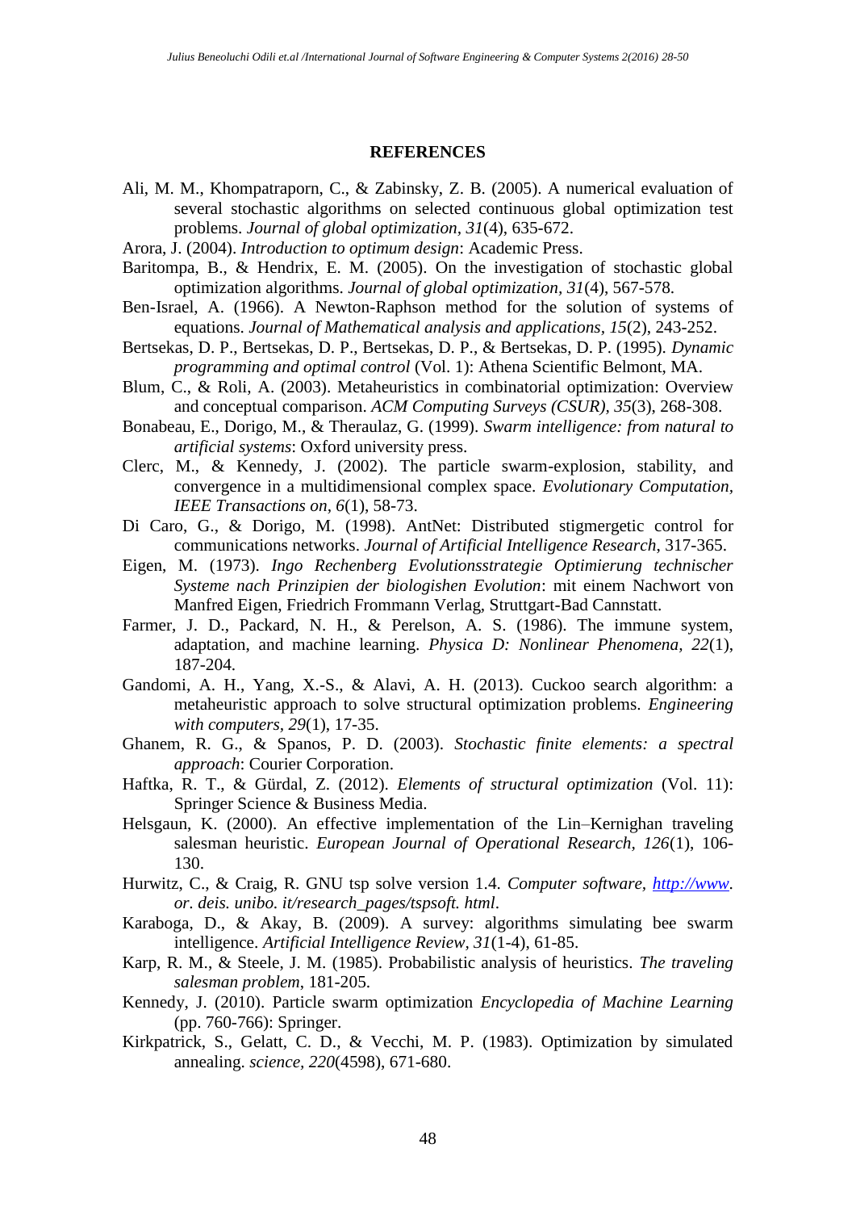**REFERENCES**

Ali, M. M., Khompatraporn, C., & Zabinsky, Z. B. (2005). A numerical evaluation of several stochastic algorithms on selected continuous global optimization test problems. *Journal of global optimization, 31*(4), 635-672.

Arora, J. (2004). *Introduction to optimum design*: Academic Press.

Baritompa, B., & Hendrix, E. M. (2005). On the investigation of stochastic global optimization algorithms. *Journal of global optimization, 31*(4), 567-578.

Ben-Israel, A. (1966). A Newton-Raphson method for the solution of systems of equations. *Journal of Mathematical analysis and applications, 15*(2), 243-252.

Bertsekas, D. P., Bertsekas, D. P., Bertsekas, D. P., & Bertsekas, D. P. (1995). *Dynamic programming and optimal control* (Vol. 1): Athena Scientific Belmont, MA.

Blum, C., & Roli, A. (2003). Metaheuristics in combinatorial optimization: Overview and conceptual comparison. *ACM Computing Surveys (CSUR), 35*(3), 268-308.

Bonabeau, E., Dorigo, M., & Theraulaz, G. (1999). *Swarm intelligence: from natural to artificial systems*: Oxford university press.

Clerc, M., & Kennedy, J. (2002). The particle swarm-explosion, stability, and convergence in a multidimensional complex space. *Evolutionary Computation, IEEE Transactions on, 6*(1), 58-73.

Di Caro, G., & Dorigo, M. (1998). AntNet: Distributed stigmergetic control for communications networks. *Journal of Artificial Intelligence Research*, 317-365.

Eigen, M. (1973). *Ingo Rechenberg Evolutionsstrategie Optimierung technischer Systeme nach Prinzipien der biologishen Evolution*: mit einem Nachwort von Manfred Eigen, Friedrich Frommann Verlag, Struttgart-Bad Cannstatt.

Farmer, J. D., Packard, N. H., & Perelson, A. S. (1986). The immune system, adaptation, and machine learning. *Physica D: Nonlinear Phenomena, 22*(1), 187-204.

Gandomi, A. H., Yang, X.-S., & Alavi, A. H. (2013). Cuckoo search algorithm: a metaheuristic approach to solve structural optimization problems. *Engineering with computers, 29*(1), 17-35.

Ghanem, R. G., & Spanos, P. D. (2003). *Stochastic finite elements: a spectral approach*: Courier Corporation.

Haftka, R. T., & Gürdal, Z. (2012). *Elements of structural optimization* (Vol. 11): Springer Science & Business Media.

Helsgaun, K. (2000). An effective implementation of the Lin–Kernighan traveling salesman heuristic. *European Journal of Operational Research, 126*(1), 106-130.

Hurwitz, C., & Craig, R. GNU tsp solve version 1.4. *Computer software, http://www. or. deis. unibo. it/research_pages/tspsoft. html*.

Karaboga, D., & Akay, B. (2009). A survey: algorithms simulating bee swarm intelligence. *Artificial Intelligence Review, 31*(1-4), 61-85.

Karp, R. M., & Steele, J. M. (1985). Probabilistic analysis of heuristics. *The traveling salesman problem*, 181-205.

Kennedy, J. (2010). Particle swarm optimization *Encyclopedia of Machine Learning* (pp. 760-766): Springer.

Kirkpatrick, S., Gelatt, C. D., & Vecchi, M. P. (1983). Optimization by simulated annealing. *science, 220*(4598), 671-680.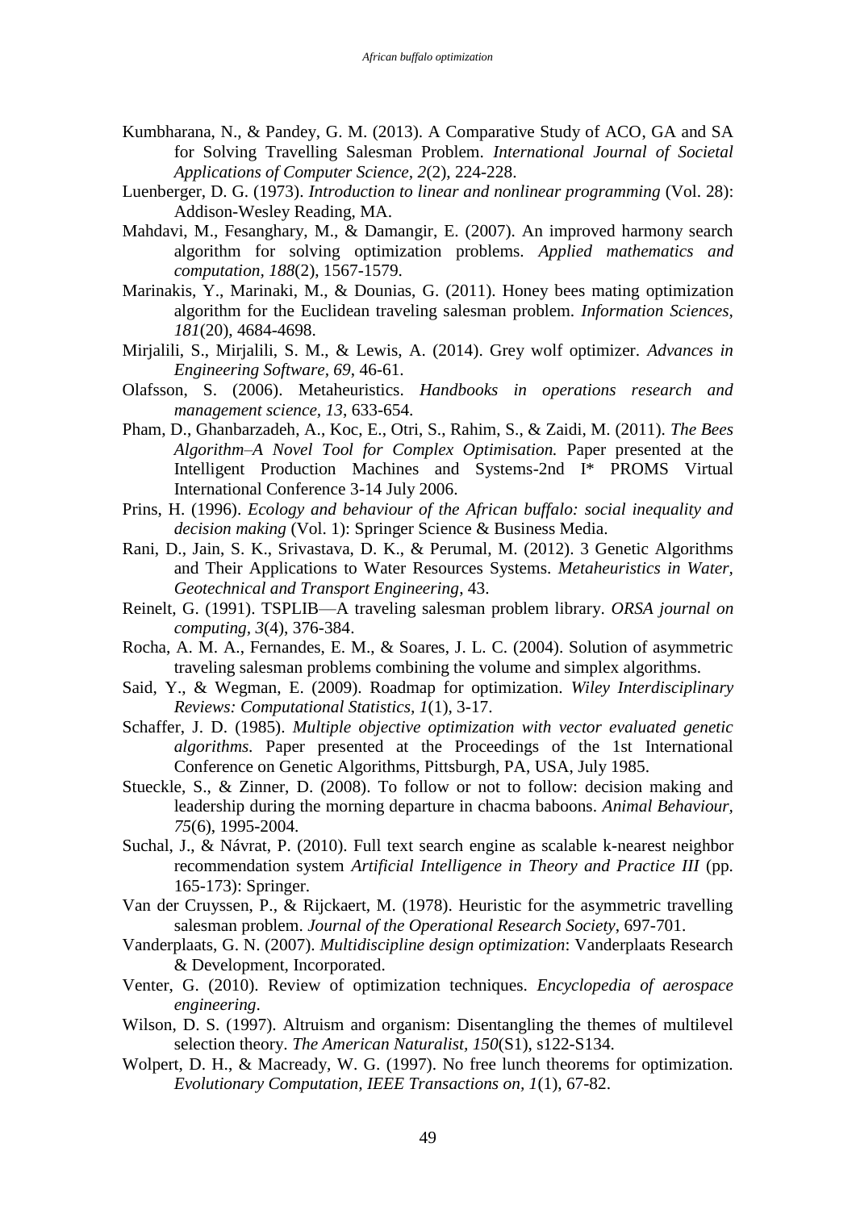Kumbharana, N., & Pandey, G. M. (2013). A Comparative Study of ACO, GA and SA for Solving Travelling Salesman Problem. *International Journal of Societal Applications of Computer Science, 2*(2), 224-228.

Luenberger, D. G. (1973). *Introduction to linear and nonlinear programming* (Vol. 28): Addison-Wesley Reading, MA.

Mahdavi, M., Fesanghary, M., & Damangir, E. (2007). An improved harmony search algorithm for solving optimization problems. *Applied mathematics and computation, 188*(2), 1567-1579.

Marinakis, Y., Marinaki, M., & Dounias, G. (2011). Honey bees mating optimization algorithm for the Euclidean traveling salesman problem. *Information Sciences, 181*(20), 4684-4698.

Mirjalili, S., Mirjalili, S. M., & Lewis, A. (2014). Grey wolf optimizer. *Advances in Engineering Software, 69*, 46-61.

Olafsson, S. (2006). Metaheuristics. *Handbooks in operations research and management science, 13*, 633-654.

Pham, D., Ghanbarzadeh, A., Koc, E., Otri, S., Rahim, S., & Zaidi, M. (2011). *The Bees Algorithm–A Novel Tool for Complex Optimisation.* Paper presented at the Intelligent Production Machines and Systems-2nd I* PROMS Virtual International Conference 3-14 July 2006.

Prins, H. (1996). *Ecology and behaviour of the African buffalo: social inequality and decision making* (Vol. 1): Springer Science & Business Media.

Rani, D., Jain, S. K., Srivastava, D. K., & Perumal, M. (2012). 3 Genetic Algorithms and Their Applications to Water Resources Systems. *Metaheuristics in Water, Geotechnical and Transport Engineering*, 43.

Reinelt, G. (1991). TSPLIB—A traveling salesman problem library. *ORSA journal on computing, 3*(4), 376-384.

Rocha, A. M. A., Fernandes, E. M., & Soares, J. L. C. (2004). Solution of asymmetric traveling salesman problems combining the volume and simplex algorithms.

Said, Y., & Wegman, E. (2009). Roadmap for optimization. *Wiley Interdisciplinary Reviews: Computational Statistics, 1*(1), 3-17.

Schaffer, J. D. (1985). *Multiple objective optimization with vector evaluated genetic algorithms.* Paper presented at the Proceedings of the 1st International Conference on Genetic Algorithms, Pittsburgh, PA, USA, July 1985.

Stueckle, S., & Zinner, D. (2008). To follow or not to follow: decision making and leadership during the morning departure in chacma baboons. *Animal Behaviour, 75*(6), 1995-2004.

Suchal, J., & Návrat, P. (2010). Full text search engine as scalable k-nearest neighbor recommendation system *Artificial Intelligence in Theory and Practice III* (pp. 165-173): Springer.

Van der Cruyssen, P., & Rijckaert, M. (1978). Heuristic for the asymmetric travelling salesman problem. *Journal of the Operational Research Society*, 697-701.

Vanderplaats, G. N. (2007). *Multidiscipline design optimization*: Vanderplaats Research & Development, Incorporated.

Venter, G. (2010). Review of optimization techniques. *Encyclopedia of aerospace engineering*.

Wilson, D. S. (1997). Altruism and organism: Disentangling the themes of multilevel selection theory. *The American Naturalist, 150*(S1), s122-S134.

Wolpert, D. H., & Macready, W. G. (1997). No free lunch theorems for optimization. *Evolutionary Computation, IEEE Transactions on, 1*(1), 67-82.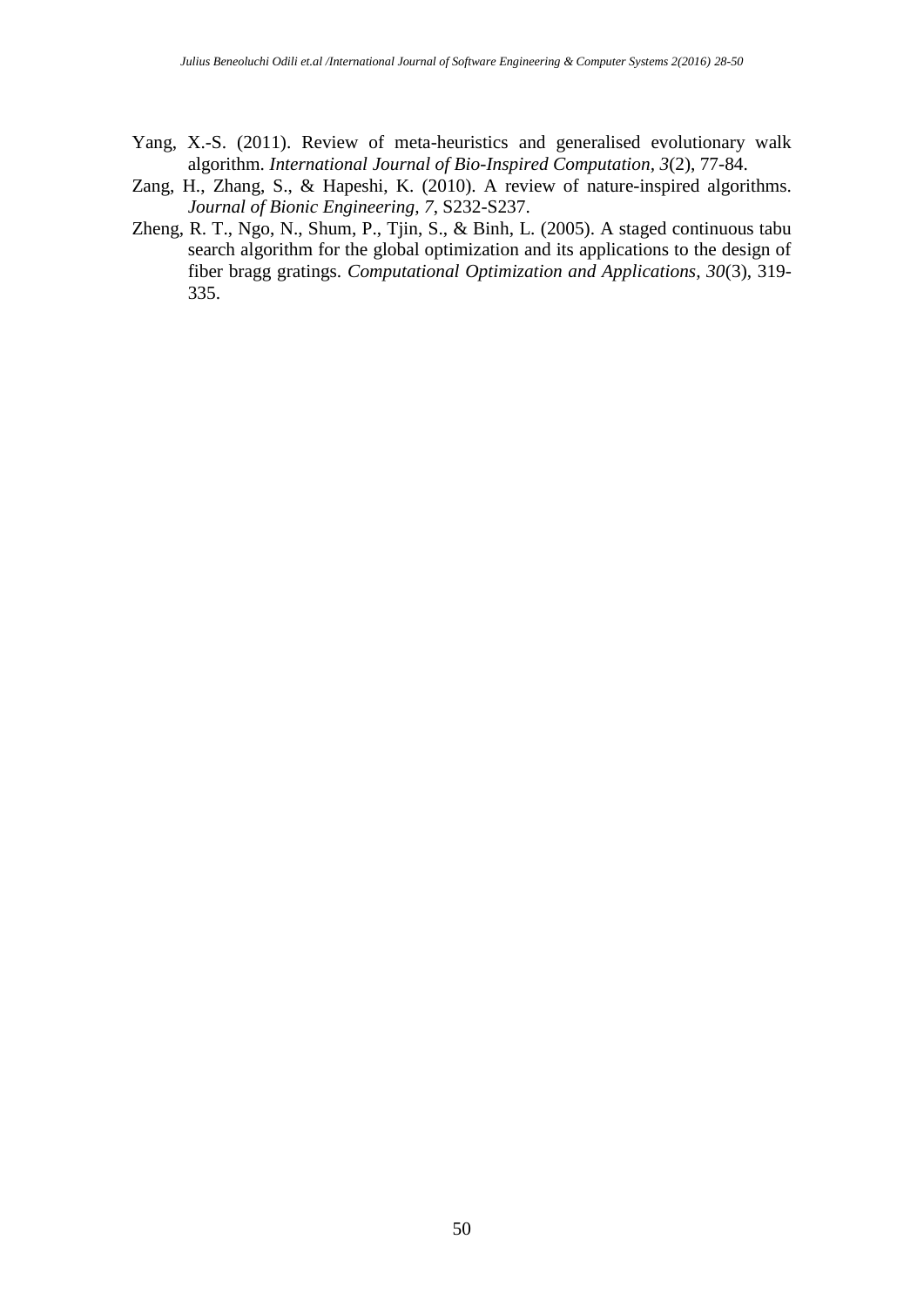Yang, X.-S. (2011). Review of meta-heuristics and generalised evolutionary walk algorithm. *International Journal of Bio-Inspired Computation, 3*(2), 77-84.

Zang, H., Zhang, S., & Hapeshi, K. (2010). A review of nature-inspired algorithms. *Journal of Bionic Engineering, 7*, S232-S237.

Zheng, R. T., Ngo, N., Shum, P., Tjin, S., & Binh, L. (2005). A staged continuous tabu search algorithm for the global optimization and its applications to the design of fiber bragg gratings. *Computational Optimization and Applications, 30*(3), 319-335.